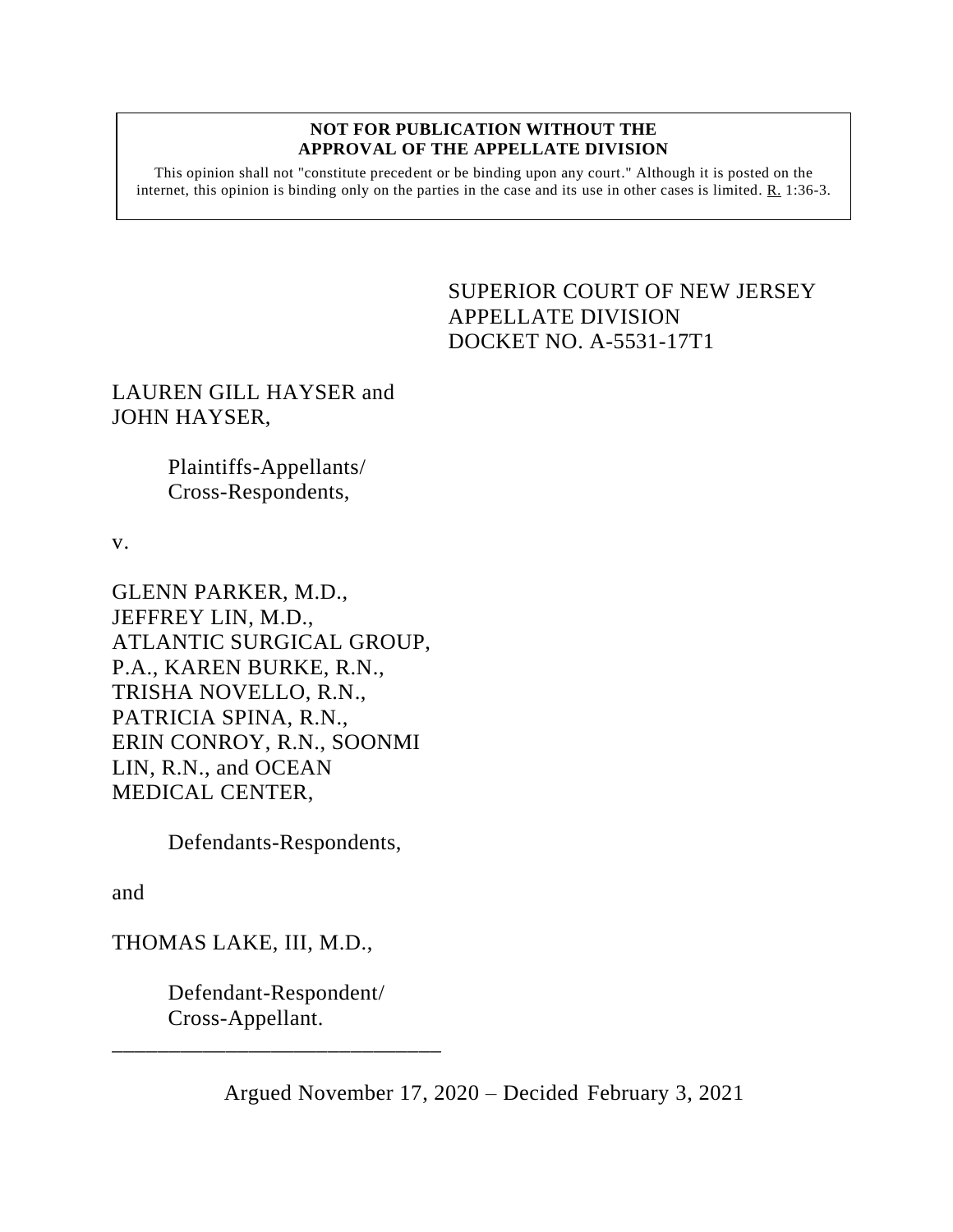**NOT FOR PUBLICATION WITHOUT THE APPROVAL OF THE APPELLATE DIVISION**

This opinion shall not "constitute precedent or be binding upon any court." Although it is posted on the internet, this opinion is binding only on the parties in the case and its use in other cases is limited. R. 1:36-3.

SUPERIOR COURT OF NEW JERSEY
APPELLATE DIVISION
DOCKET NO. A-5531-17T1

LAUREN GILL HAYSER and JOHN HAYSER,

Plaintiffs-Appellants/
Cross-Respondents,

v.

GLENN PARKER, M.D., JEFFREY LIN, M.D., ATLANTIC SURGICAL GROUP, P.A., KAREN BURKE, R.N., TRISHA NOVELLO, R.N., PATRICIA SPINA, R.N., ERIN CONROY, R.N., SOONMI LIN, R.N., and OCEAN MEDICAL CENTER,

Defendants-Respondents,

and

THOMAS LAKE, III, M.D.,

Defendant-Respondent/
Cross-Appellant.

_______________________________

Argued November 17, 2020 – Decided February 3, 2021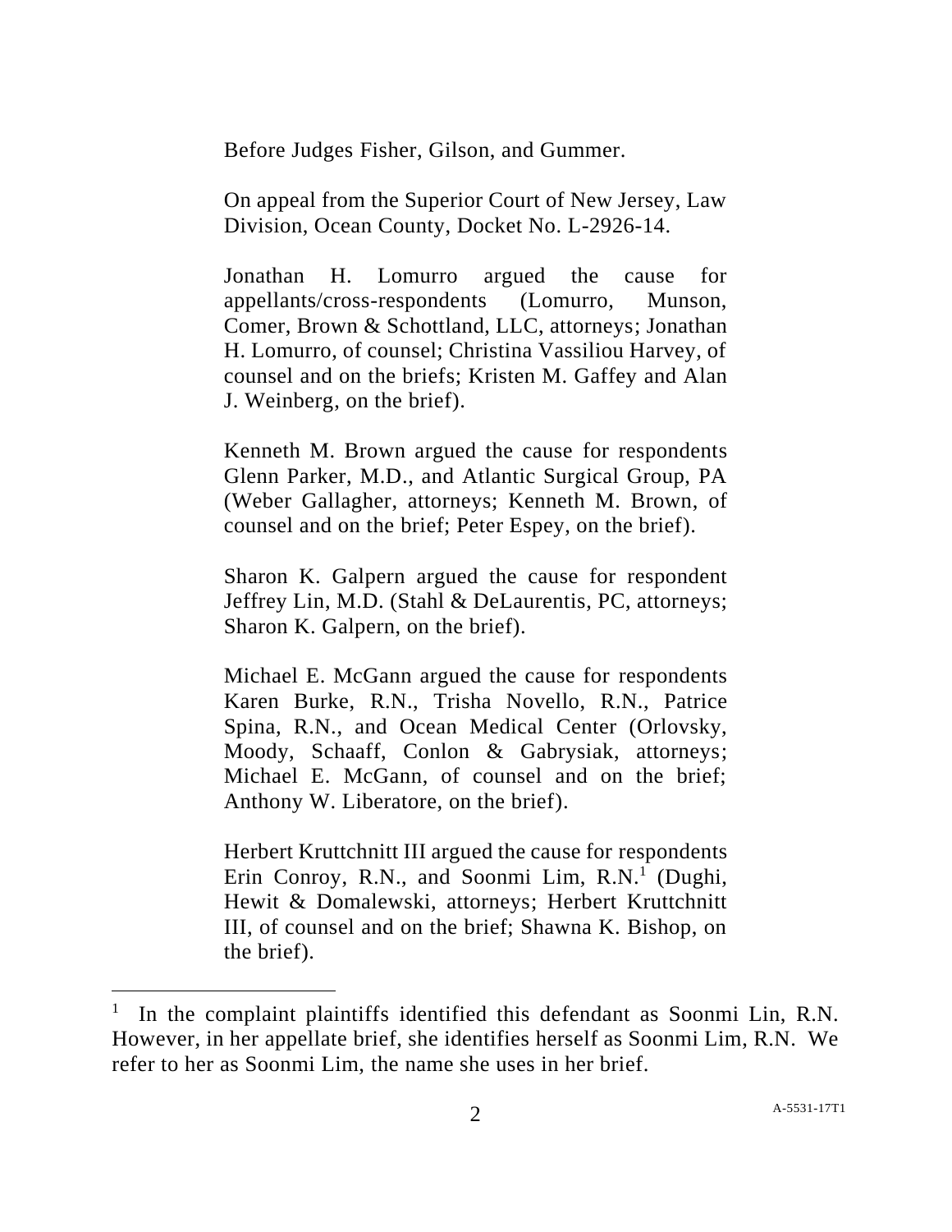Before Judges Fisher, Gilson, and Gummer.

On appeal from the Superior Court of New Jersey, Law Division, Ocean County, Docket No. L-2926-14.

Jonathan H. Lomurro argued the cause for appellants/cross-respondents (Lomurro, Munson, Comer, Brown & Schottland, LLC, attorneys; Jonathan H. Lomurro, of counsel; Christina Vassiliou Harvey, of counsel and on the briefs; Kristen M. Gaffey and Alan J. Weinberg, on the brief).

Kenneth M. Brown argued the cause for respondents Glenn Parker, M.D., and Atlantic Surgical Group, PA (Weber Gallagher, attorneys; Kenneth M. Brown, of counsel and on the brief; Peter Espey, on the brief).

Sharon K. Galpern argued the cause for respondent Jeffrey Lin, M.D. (Stahl & DeLaurentis, PC, attorneys; Sharon K. Galpern, on the brief).

Michael E. McGann argued the cause for respondents Karen Burke, R.N., Trisha Novello, R.N., Patrice Spina, R.N., and Ocean Medical Center (Orlovsky, Moody, Schaaff, Conlon & Gabrysiak, attorneys; Michael E. McGann, of counsel and on the brief; Anthony W. Liberatore, on the brief).

Herbert Kruttchnitt III argued the cause for respondents Erin Conroy, R.N., and Soonmi Lim, R.N.[1] (Dughi, Hewit & Domalewski, attorneys; Herbert Kruttchnitt III, of counsel and on the brief; Shawna K. Bishop, on the brief).

---

[1] In the complaint plaintiffs identified this defendant as Soonmi Lin, R.N. However, in her appellate brief, she identifies herself as Soonmi Lim, R.N. We refer to her as Soonmi Lim, the name she uses in her brief.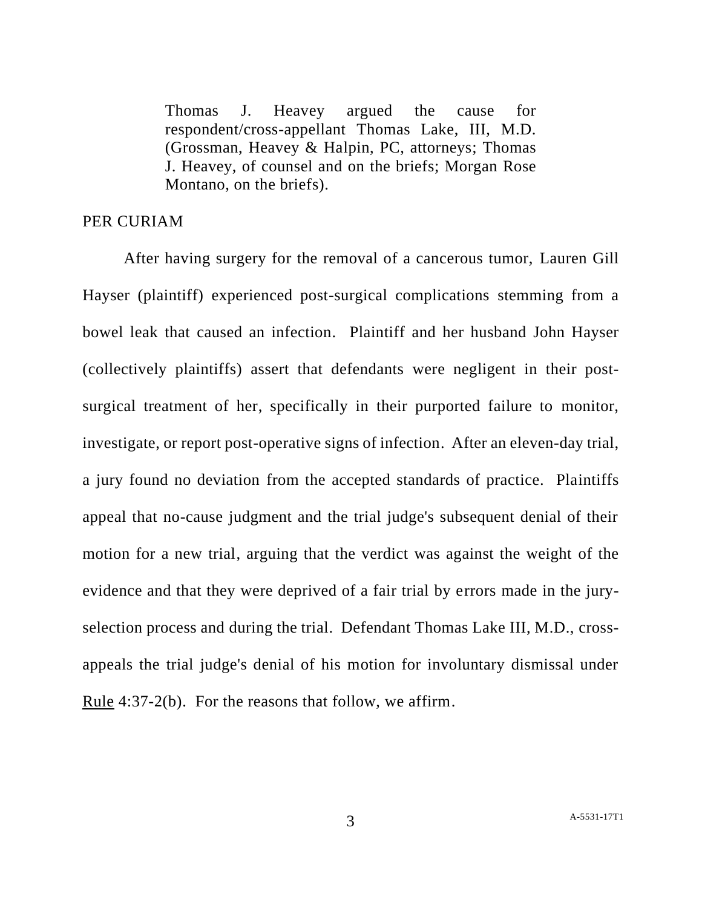Thomas J. Heavey argued the cause for respondent/cross-appellant Thomas Lake, III, M.D. (Grossman, Heavey & Halpin, PC, attorneys; Thomas J. Heavey, of counsel and on the briefs; Morgan Rose Montano, on the briefs).

PER CURIAM

After having surgery for the removal of a cancerous tumor, Lauren Gill Hayser (plaintiff) experienced post-surgical complications stemming from a bowel leak that caused an infection. Plaintiff and her husband John Hayser (collectively plaintiffs) assert that defendants were negligent in their post-surgical treatment of her, specifically in their purported failure to monitor, investigate, or report post-operative signs of infection. After an eleven-day trial, a jury found no deviation from the accepted standards of practice. Plaintiffs appeal that no-cause judgment and the trial judge's subsequent denial of their motion for a new trial, arguing that the verdict was against the weight of the evidence and that they were deprived of a fair trial by errors made in the jury-selection process and during the trial. Defendant Thomas Lake III, M.D., cross-appeals the trial judge's denial of his motion for involuntary dismissal under Rule 4:37-2(b). For the reasons that follow, we affirm.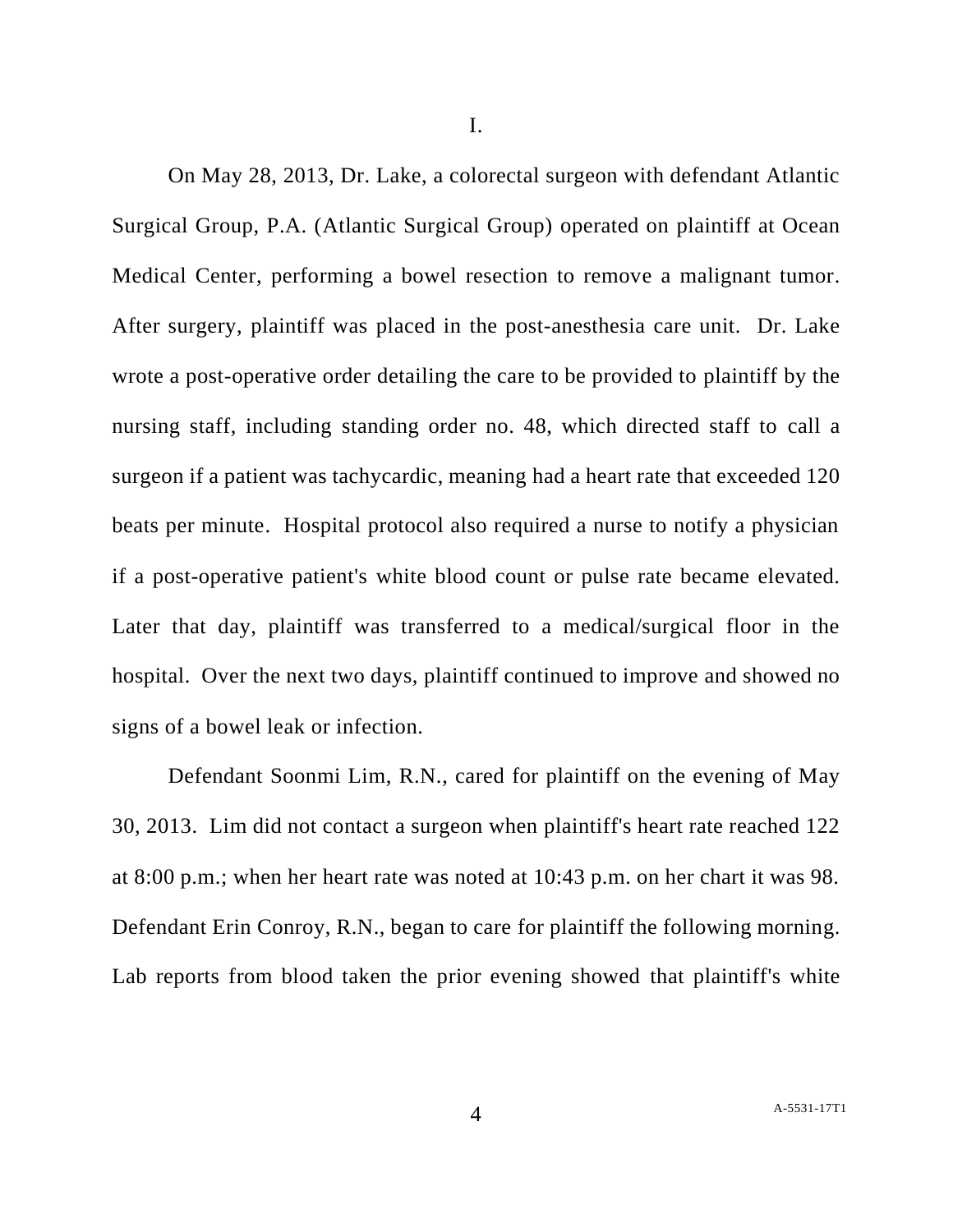I.

On May 28, 2013, Dr. Lake, a colorectal surgeon with defendant Atlantic Surgical Group, P.A. (Atlantic Surgical Group) operated on plaintiff at Ocean Medical Center, performing a bowel resection to remove a malignant tumor. After surgery, plaintiff was placed in the post-anesthesia care unit. Dr. Lake wrote a post-operative order detailing the care to be provided to plaintiff by the nursing staff, including standing order no. 48, which directed staff to call a surgeon if a patient was tachycardic, meaning had a heart rate that exceeded 120 beats per minute. Hospital protocol also required a nurse to notify a physician if a post-operative patient's white blood count or pulse rate became elevated. Later that day, plaintiff was transferred to a medical/surgical floor in the hospital. Over the next two days, plaintiff continued to improve and showed no signs of a bowel leak or infection.

Defendant Soonmi Lim, R.N., cared for plaintiff on the evening of May 30, 2013. Lim did not contact a surgeon when plaintiff's heart rate reached 122 at 8:00 p.m.; when her heart rate was noted at 10:43 p.m. on her chart it was 98. Defendant Erin Conroy, R.N., began to care for plaintiff the following morning. Lab reports from blood taken the prior evening showed that plaintiff's white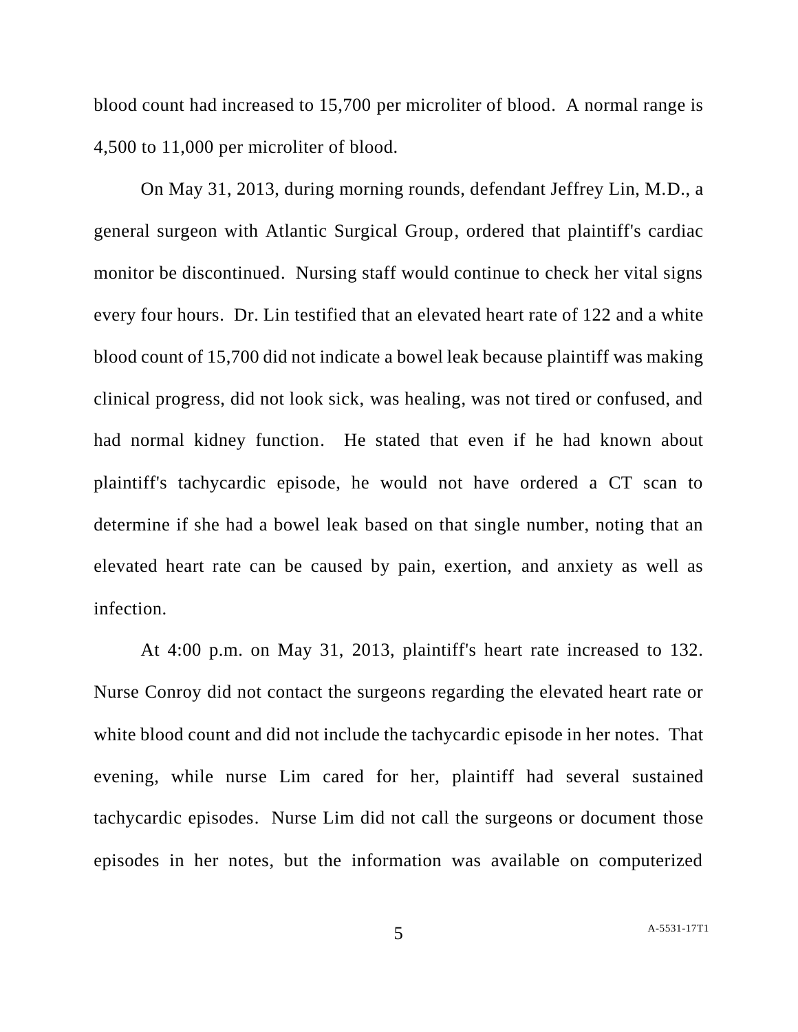blood count had increased to 15,700 per microliter of blood. A normal range is 4,500 to 11,000 per microliter of blood.

On May 31, 2013, during morning rounds, defendant Jeffrey Lin, M.D., a general surgeon with Atlantic Surgical Group, ordered that plaintiff's cardiac monitor be discontinued. Nursing staff would continue to check her vital signs every four hours. Dr. Lin testified that an elevated heart rate of 122 and a white blood count of 15,700 did not indicate a bowel leak because plaintiff was making clinical progress, did not look sick, was healing, was not tired or confused, and had normal kidney function. He stated that even if he had known about plaintiff's tachycardic episode, he would not have ordered a CT scan to determine if she had a bowel leak based on that single number, noting that an elevated heart rate can be caused by pain, exertion, and anxiety as well as infection.

At 4:00 p.m. on May 31, 2013, plaintiff's heart rate increased to 132. Nurse Conroy did not contact the surgeons regarding the elevated heart rate or white blood count and did not include the tachycardic episode in her notes. That evening, while nurse Lim cared for her, plaintiff had several sustained tachycardic episodes. Nurse Lim did not call the surgeons or document those episodes in her notes, but the information was available on computerized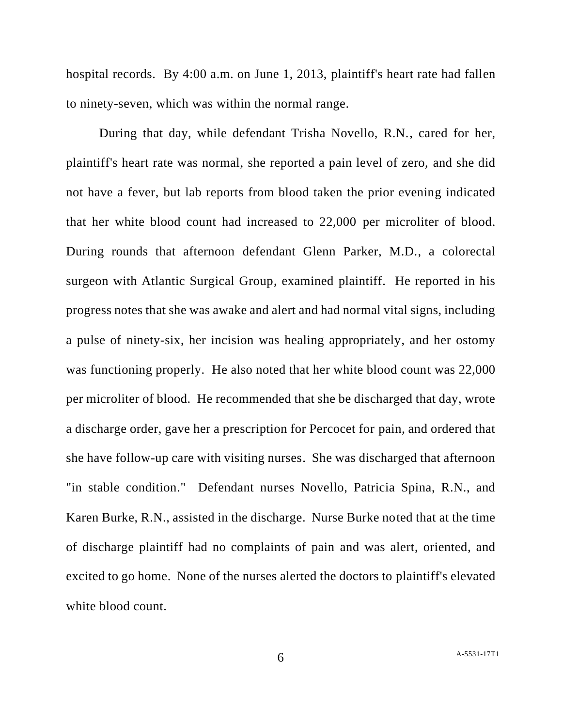hospital records. By 4:00 a.m. on June 1, 2013, plaintiff's heart rate had fallen to ninety-seven, which was within the normal range.

During that day, while defendant Trisha Novello, R.N., cared for her, plaintiff's heart rate was normal, she reported a pain level of zero, and she did not have a fever, but lab reports from blood taken the prior evening indicated that her white blood count had increased to 22,000 per microliter of blood. During rounds that afternoon defendant Glenn Parker, M.D., a colorectal surgeon with Atlantic Surgical Group, examined plaintiff. He reported in his progress notes that she was awake and alert and had normal vital signs, including a pulse of ninety-six, her incision was healing appropriately, and her ostomy was functioning properly. He also noted that her white blood count was 22,000 per microliter of blood. He recommended that she be discharged that day, wrote a discharge order, gave her a prescription for Percocet for pain, and ordered that she have follow-up care with visiting nurses. She was discharged that afternoon "in stable condition." Defendant nurses Novello, Patricia Spina, R.N., and Karen Burke, R.N., assisted in the discharge. Nurse Burke noted that at the time of discharge plaintiff had no complaints of pain and was alert, oriented, and excited to go home. None of the nurses alerted the doctors to plaintiff's elevated white blood count.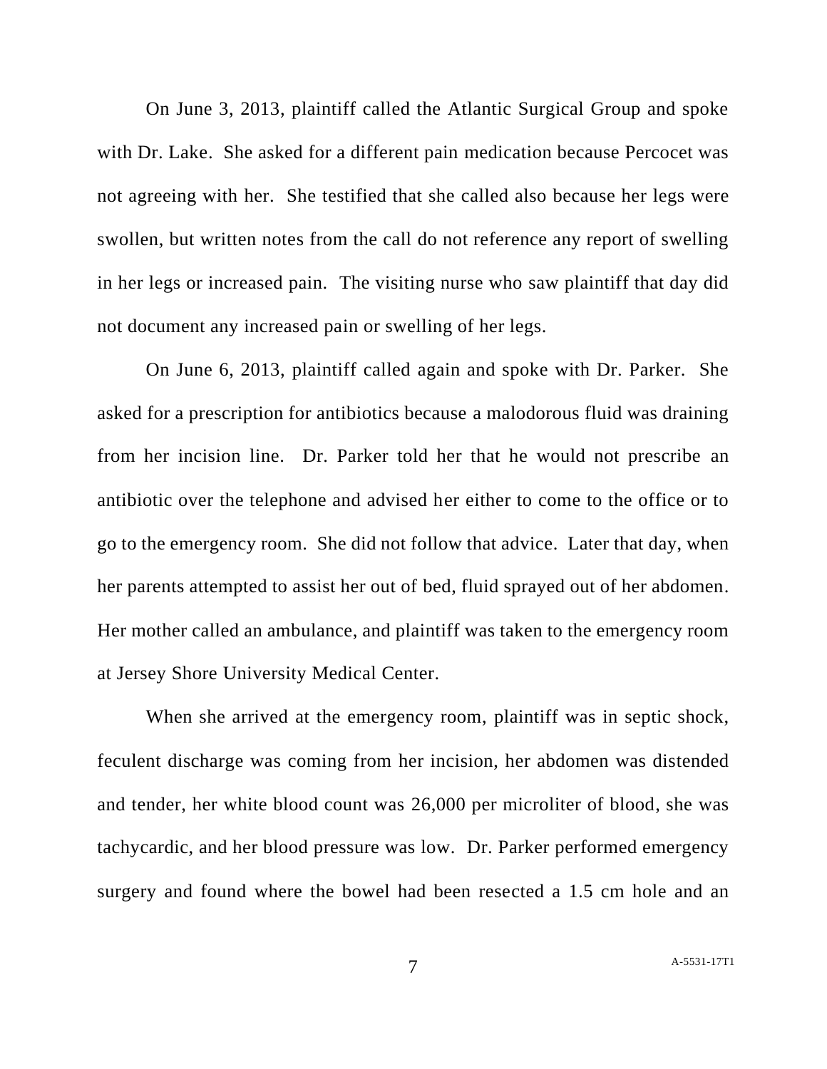On June 3, 2013, plaintiff called the Atlantic Surgical Group and spoke with Dr. Lake. She asked for a different pain medication because Percocet was not agreeing with her. She testified that she called also because her legs were swollen, but written notes from the call do not reference any report of swelling in her legs or increased pain. The visiting nurse who saw plaintiff that day did not document any increased pain or swelling of her legs.

On June 6, 2013, plaintiff called again and spoke with Dr. Parker. She asked for a prescription for antibiotics because a malodorous fluid was draining from her incision line. Dr. Parker told her that he would not prescribe an antibiotic over the telephone and advised her either to come to the office or to go to the emergency room. She did not follow that advice. Later that day, when her parents attempted to assist her out of bed, fluid sprayed out of her abdomen. Her mother called an ambulance, and plaintiff was taken to the emergency room at Jersey Shore University Medical Center.

When she arrived at the emergency room, plaintiff was in septic shock, feculent discharge was coming from her incision, her abdomen was distended and tender, her white blood count was 26,000 per microliter of blood, she was tachycardic, and her blood pressure was low. Dr. Parker performed emergency surgery and found where the bowel had been resected a 1.5 cm hole and an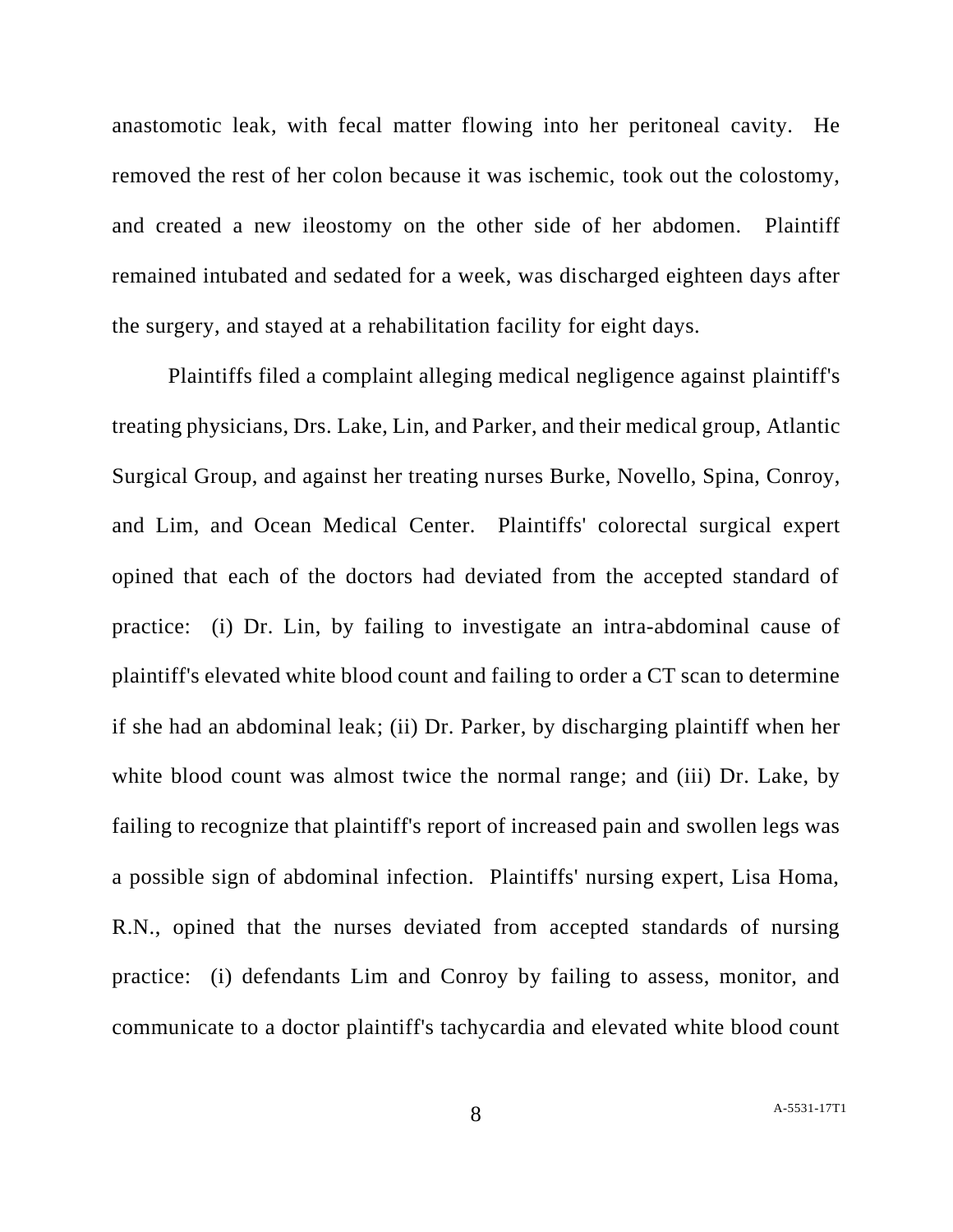anastomotic leak, with fecal matter flowing into her peritoneal cavity. He removed the rest of her colon because it was ischemic, took out the colostomy, and created a new ileostomy on the other side of her abdomen. Plaintiff remained intubated and sedated for a week, was discharged eighteen days after the surgery, and stayed at a rehabilitation facility for eight days.

Plaintiffs filed a complaint alleging medical negligence against plaintiff's treating physicians, Drs. Lake, Lin, and Parker, and their medical group, Atlantic Surgical Group, and against her treating nurses Burke, Novello, Spina, Conroy, and Lim, and Ocean Medical Center. Plaintiffs' colorectal surgical expert opined that each of the doctors had deviated from the accepted standard of practice: (i) Dr. Lin, by failing to investigate an intra-abdominal cause of plaintiff's elevated white blood count and failing to order a CT scan to determine if she had an abdominal leak; (ii) Dr. Parker, by discharging plaintiff when her white blood count was almost twice the normal range; and (iii) Dr. Lake, by failing to recognize that plaintiff's report of increased pain and swollen legs was a possible sign of abdominal infection. Plaintiffs' nursing expert, Lisa Homa, R.N., opined that the nurses deviated from accepted standards of nursing practice: (i) defendants Lim and Conroy by failing to assess, monitor, and communicate to a doctor plaintiff's tachycardia and elevated white blood count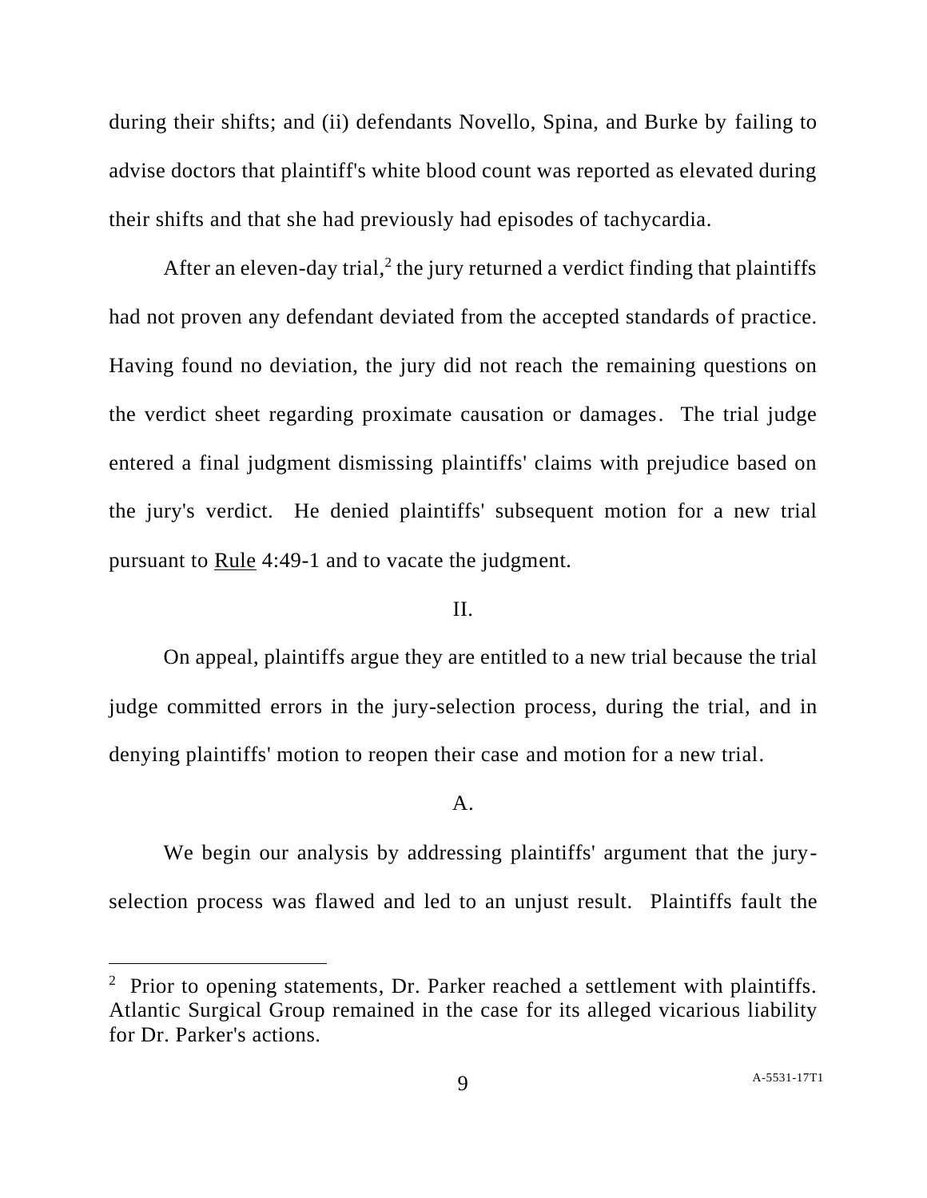during their shifts; and (ii) defendants Novello, Spina, and Burke by failing to advise doctors that plaintiff's white blood count was reported as elevated during their shifts and that she had previously had episodes of tachycardia.

After an eleven-day trial,[2] the jury returned a verdict finding that plaintiffs had not proven any defendant deviated from the accepted standards of practice. Having found no deviation, the jury did not reach the remaining questions on the verdict sheet regarding proximate causation or damages. The trial judge entered a final judgment dismissing plaintiffs' claims with prejudice based on the jury's verdict. He denied plaintiffs' subsequent motion for a new trial pursuant to Rule 4:49-1 and to vacate the judgment.

## II.

On appeal, plaintiffs argue they are entitled to a new trial because the trial judge committed errors in the jury-selection process, during the trial, and in denying plaintiffs' motion to reopen their case and motion for a new trial.

### A.

We begin our analysis by addressing plaintiffs' argument that the jury-selection process was flawed and led to an unjust result. Plaintiffs fault the

---

[2] Prior to opening statements, Dr. Parker reached a settlement with plaintiffs. Atlantic Surgical Group remained in the case for its alleged vicarious liability for Dr. Parker's actions.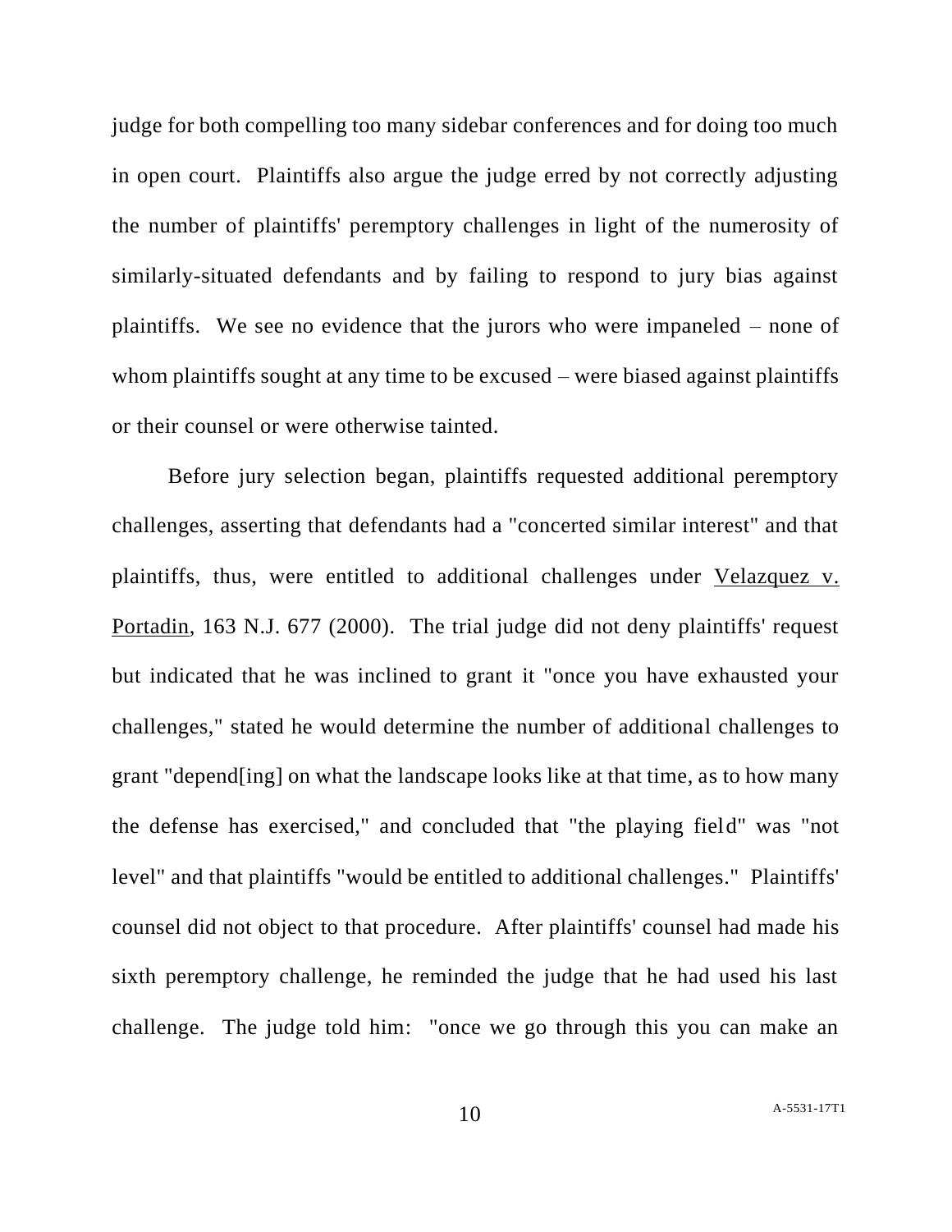judge for both compelling too many sidebar conferences and for doing too much in open court. Plaintiffs also argue the judge erred by not correctly adjusting the number of plaintiffs' peremptory challenges in light of the numerosity of similarly-situated defendants and by failing to respond to jury bias against plaintiffs. We see no evidence that the jurors who were impaneled – none of whom plaintiffs sought at any time to be excused – were biased against plaintiffs or their counsel or were otherwise tainted.

Before jury selection began, plaintiffs requested additional peremptory challenges, asserting that defendants had a "concerted similar interest" and that plaintiffs, thus, were entitled to additional challenges under Velazquez v. Portadin, 163 N.J. 677 (2000). The trial judge did not deny plaintiffs' request but indicated that he was inclined to grant it "once you have exhausted your challenges," stated he would determine the number of additional challenges to grant "depend[ing] on what the landscape looks like at that time, as to how many the defense has exercised," and concluded that "the playing field" was "not level" and that plaintiffs "would be entitled to additional challenges." Plaintiffs' counsel did not object to that procedure. After plaintiffs' counsel had made his sixth peremptory challenge, he reminded the judge that he had used his last challenge. The judge told him: "once we go through this you can make an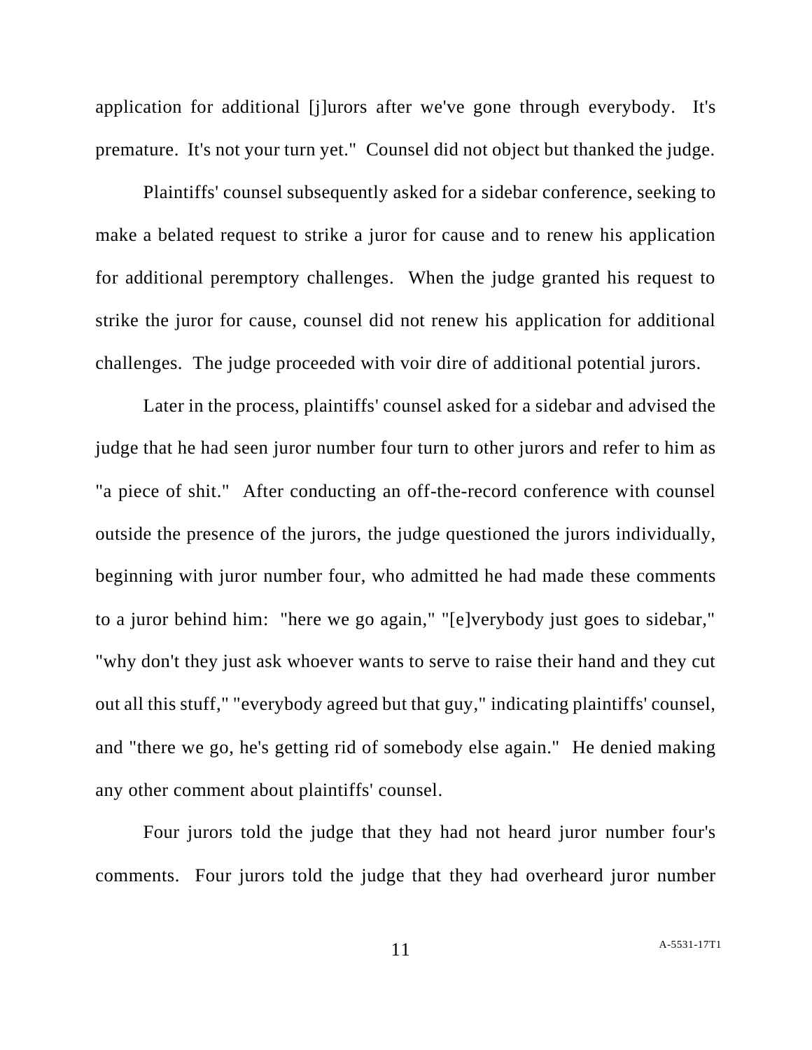application for additional [j]urors after we've gone through everybody. It's premature. It's not your turn yet." Counsel did not object but thanked the judge.

Plaintiffs' counsel subsequently asked for a sidebar conference, seeking to make a belated request to strike a juror for cause and to renew his application for additional peremptory challenges. When the judge granted his request to strike the juror for cause, counsel did not renew his application for additional challenges. The judge proceeded with voir dire of additional potential jurors.

Later in the process, plaintiffs' counsel asked for a sidebar and advised the judge that he had seen juror number four turn to other jurors and refer to him as "a piece of shit." After conducting an off-the-record conference with counsel outside the presence of the jurors, the judge questioned the jurors individually, beginning with juror number four, who admitted he had made these comments to a juror behind him: "here we go again," "[e]verybody just goes to sidebar," "why don't they just ask whoever wants to serve to raise their hand and they cut out all this stuff," "everybody agreed but that guy," indicating plaintiffs' counsel, and "there we go, he's getting rid of somebody else again." He denied making any other comment about plaintiffs' counsel.

Four jurors told the judge that they had not heard juror number four's comments. Four jurors told the judge that they had overheard juror number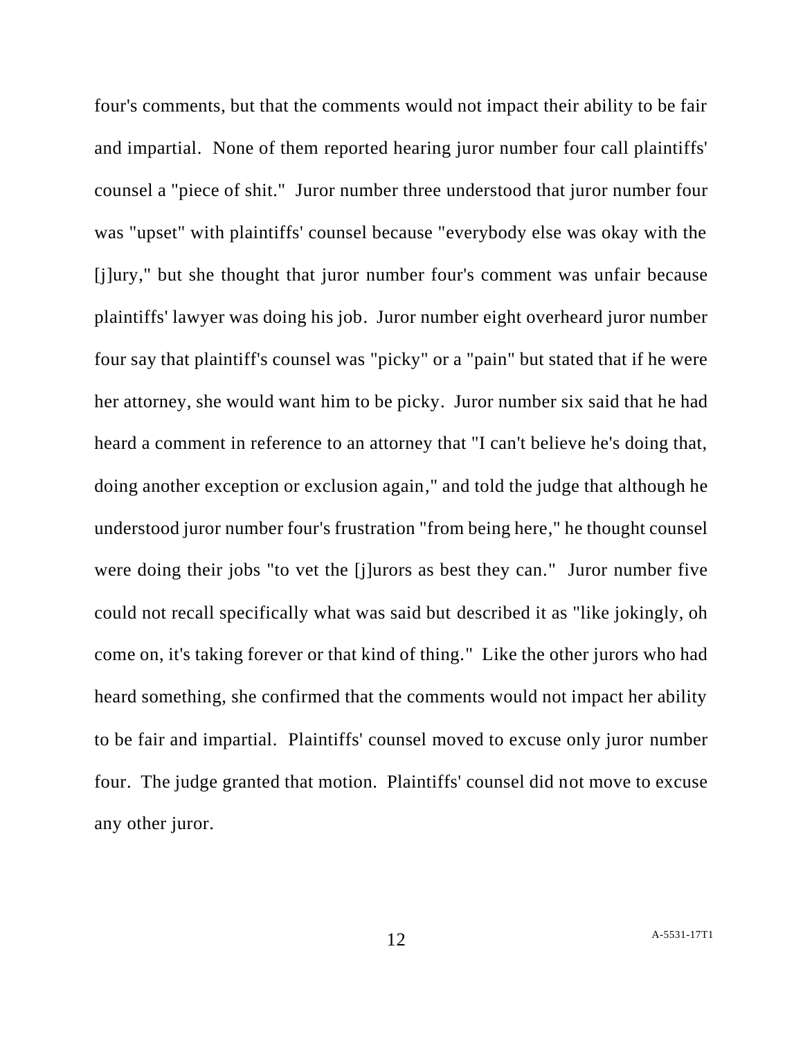four's comments, but that the comments would not impact their ability to be fair and impartial. None of them reported hearing juror number four call plaintiffs' counsel a "piece of shit." Juror number three understood that juror number four was "upset" with plaintiffs' counsel because "everybody else was okay with the [j]ury," but she thought that juror number four's comment was unfair because plaintiffs' lawyer was doing his job. Juror number eight overheard juror number four say that plaintiff's counsel was "picky" or a "pain" but stated that if he were her attorney, she would want him to be picky. Juror number six said that he had heard a comment in reference to an attorney that "I can't believe he's doing that, doing another exception or exclusion again," and told the judge that although he understood juror number four's frustration "from being here," he thought counsel were doing their jobs "to vet the [j]urors as best they can." Juror number five could not recall specifically what was said but described it as "like jokingly, oh come on, it's taking forever or that kind of thing." Like the other jurors who had heard something, she confirmed that the comments would not impact her ability to be fair and impartial. Plaintiffs' counsel moved to excuse only juror number four. The judge granted that motion. Plaintiffs' counsel did not move to excuse any other juror.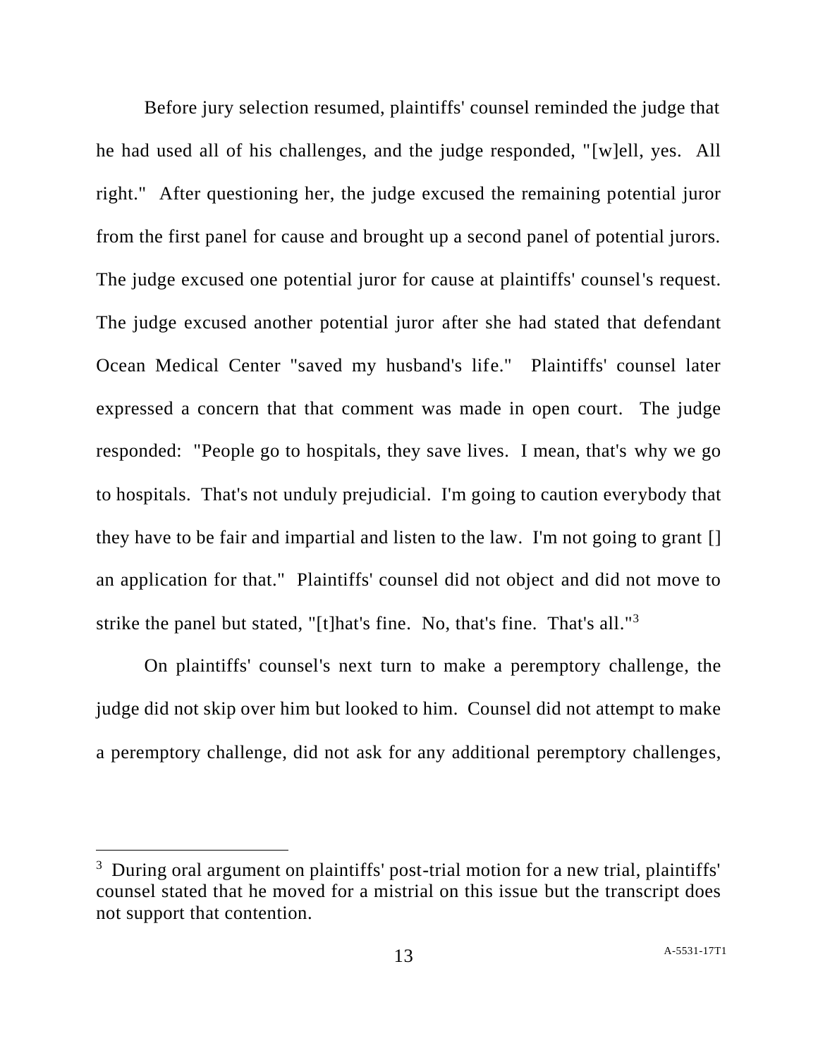Before jury selection resumed, plaintiffs' counsel reminded the judge that he had used all of his challenges, and the judge responded, "[w]ell, yes. All right." After questioning her, the judge excused the remaining potential juror from the first panel for cause and brought up a second panel of potential jurors. The judge excused one potential juror for cause at plaintiffs' counsel's request. The judge excused another potential juror after she had stated that defendant Ocean Medical Center "saved my husband's life." Plaintiffs' counsel later expressed a concern that that comment was made in open court. The judge responded: "People go to hospitals, they save lives. I mean, that's why we go to hospitals. That's not unduly prejudicial. I'm going to caution everybody that they have to be fair and impartial and listen to the law. I'm not going to grant [] an application for that." Plaintiffs' counsel did not object and did not move to strike the panel but stated, "[t]hat's fine. No, that's fine. That's all."[3]

On plaintiffs' counsel's next turn to make a peremptory challenge, the judge did not skip over him but looked to him. Counsel did not attempt to make a peremptory challenge, did not ask for any additional peremptory challenges,

[3] During oral argument on plaintiffs' post-trial motion for a new trial, plaintiffs' counsel stated that he moved for a mistrial on this issue but the transcript does not support that contention.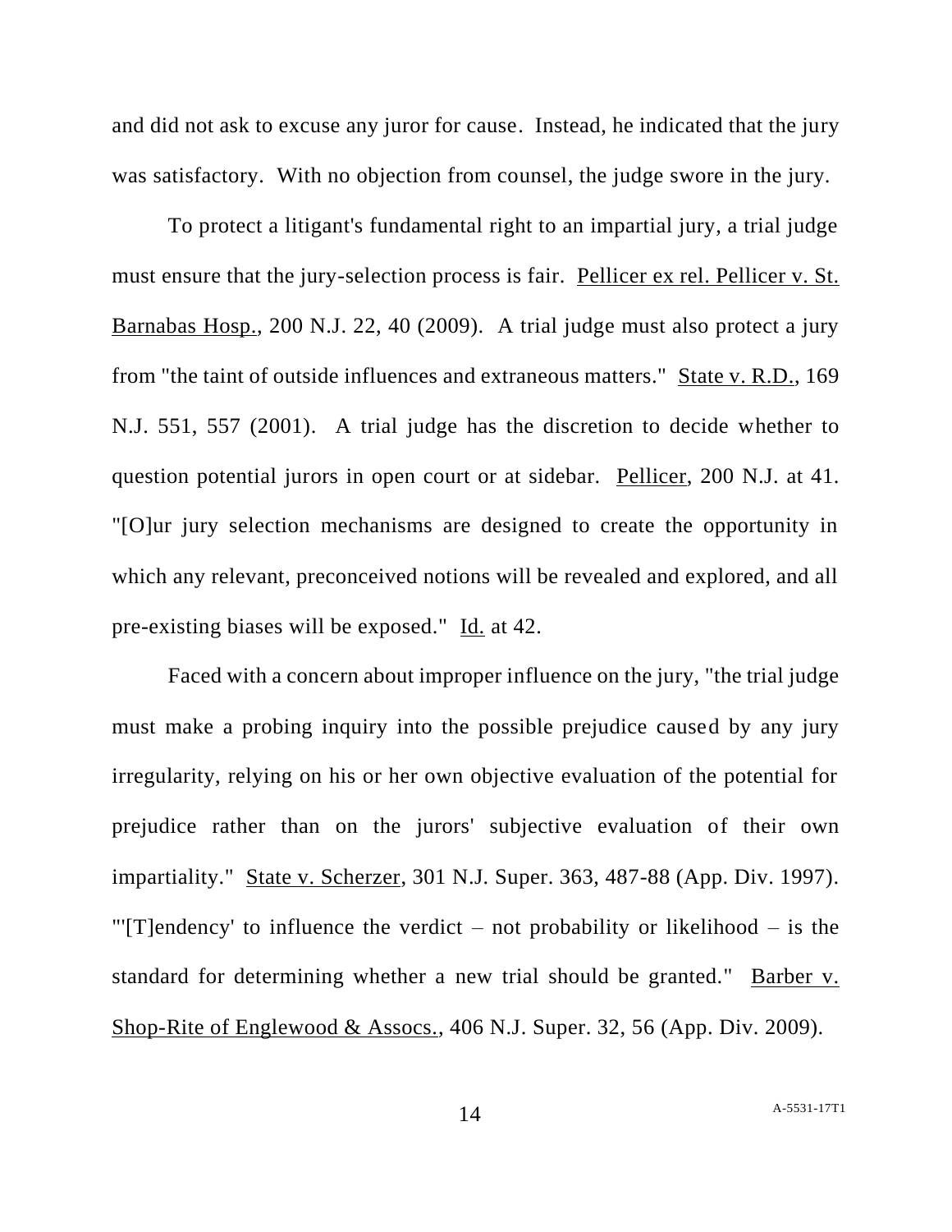and did not ask to excuse any juror for cause. Instead, he indicated that the jury was satisfactory. With no objection from counsel, the judge swore in the jury.

To protect a litigant's fundamental right to an impartial jury, a trial judge must ensure that the jury-selection process is fair. Pellicer ex rel. Pellicer v. St. Barnabas Hosp., 200 N.J. 22, 40 (2009). A trial judge must also protect a jury from "the taint of outside influences and extraneous matters." State v. R.D., 169 N.J. 551, 557 (2001). A trial judge has the discretion to decide whether to question potential jurors in open court or at sidebar. Pellicer, 200 N.J. at 41. "[O]ur jury selection mechanisms are designed to create the opportunity in which any relevant, preconceived notions will be revealed and explored, and all pre-existing biases will be exposed." Id. at 42.

Faced with a concern about improper influence on the jury, "the trial judge must make a probing inquiry into the possible prejudice caused by any jury irregularity, relying on his or her own objective evaluation of the potential for prejudice rather than on the jurors' subjective evaluation of their own impartiality." State v. Scherzer, 301 N.J. Super. 363, 487-88 (App. Div. 1997). "'[T]endency' to influence the verdict – not probability or likelihood – is the standard for determining whether a new trial should be granted." Barber v. Shop-Rite of Englewood & Assocs., 406 N.J. Super. 32, 56 (App. Div. 2009).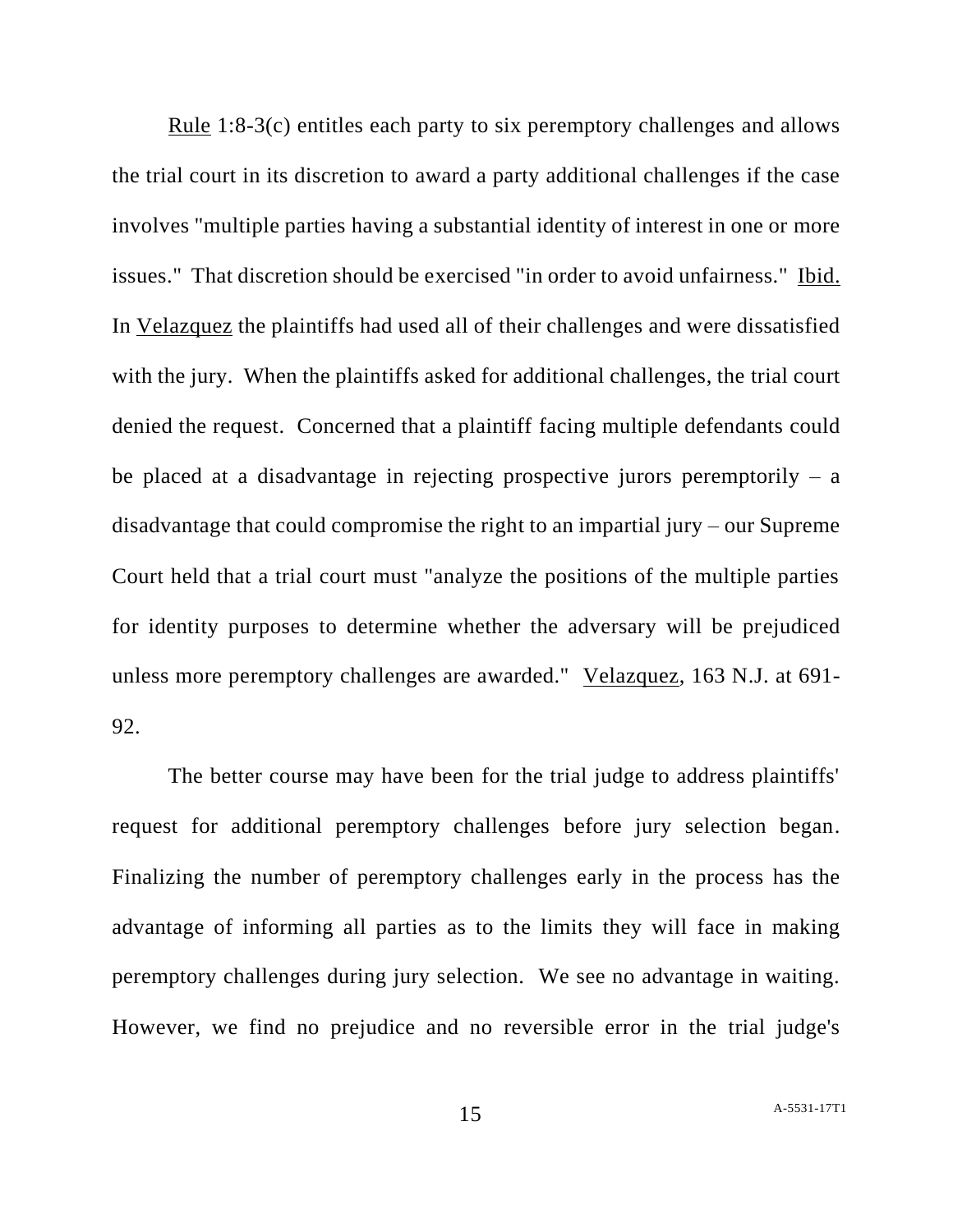Rule 1:8-3(c) entitles each party to six peremptory challenges and allows the trial court in its discretion to award a party additional challenges if the case involves "multiple parties having a substantial identity of interest in one or more issues." That discretion should be exercised "in order to avoid unfairness." Ibid. In Velazquez the plaintiffs had used all of their challenges and were dissatisfied with the jury. When the plaintiffs asked for additional challenges, the trial court denied the request. Concerned that a plaintiff facing multiple defendants could be placed at a disadvantage in rejecting prospective jurors peremptorily – a disadvantage that could compromise the right to an impartial jury – our Supreme Court held that a trial court must "analyze the positions of the multiple parties for identity purposes to determine whether the adversary will be prejudiced unless more peremptory challenges are awarded." Velazquez, 163 N.J. at 691-92.

The better course may have been for the trial judge to address plaintiffs' request for additional peremptory challenges before jury selection began. Finalizing the number of peremptory challenges early in the process has the advantage of informing all parties as to the limits they will face in making peremptory challenges during jury selection. We see no advantage in waiting. However, we find no prejudice and no reversible error in the trial judge's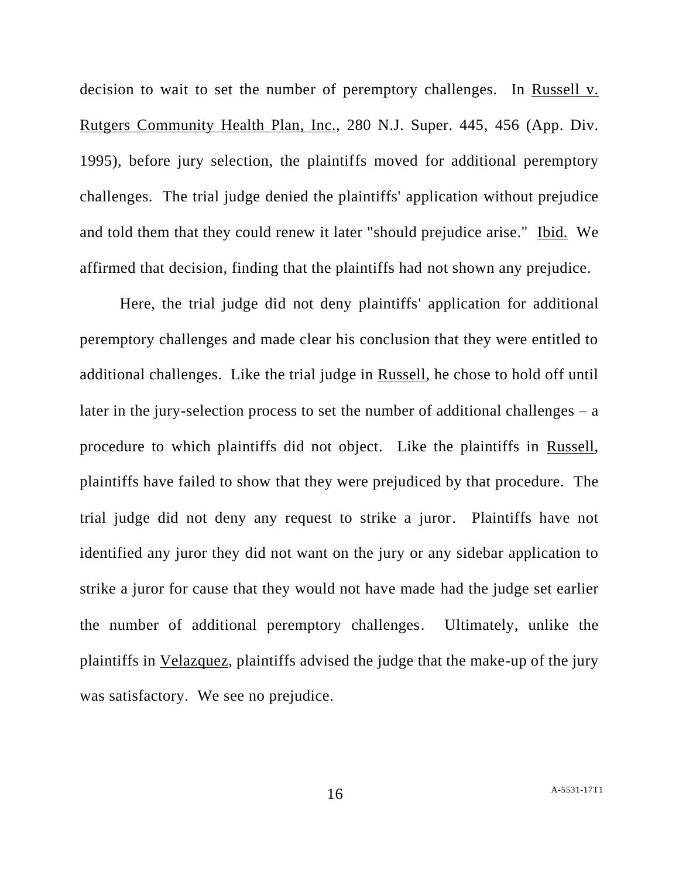decision to wait to set the number of peremptory challenges. In Russell v. Rutgers Community Health Plan, Inc., 280 N.J. Super. 445, 456 (App. Div. 1995), before jury selection, the plaintiffs moved for additional peremptory challenges. The trial judge denied the plaintiffs' application without prejudice and told them that they could renew it later "should prejudice arise." Ibid. We affirmed that decision, finding that the plaintiffs had not shown any prejudice.

Here, the trial judge did not deny plaintiffs' application for additional peremptory challenges and made clear his conclusion that they were entitled to additional challenges. Like the trial judge in Russell, he chose to hold off until later in the jury-selection process to set the number of additional challenges – a procedure to which plaintiffs did not object. Like the plaintiffs in Russell, plaintiffs have failed to show that they were prejudiced by that procedure. The trial judge did not deny any request to strike a juror. Plaintiffs have not identified any juror they did not want on the jury or any sidebar application to strike a juror for cause that they would not have made had the judge set earlier the number of additional peremptory challenges. Ultimately, unlike the plaintiffs in Velazquez, plaintiffs advised the judge that the make-up of the jury was satisfactory. We see no prejudice.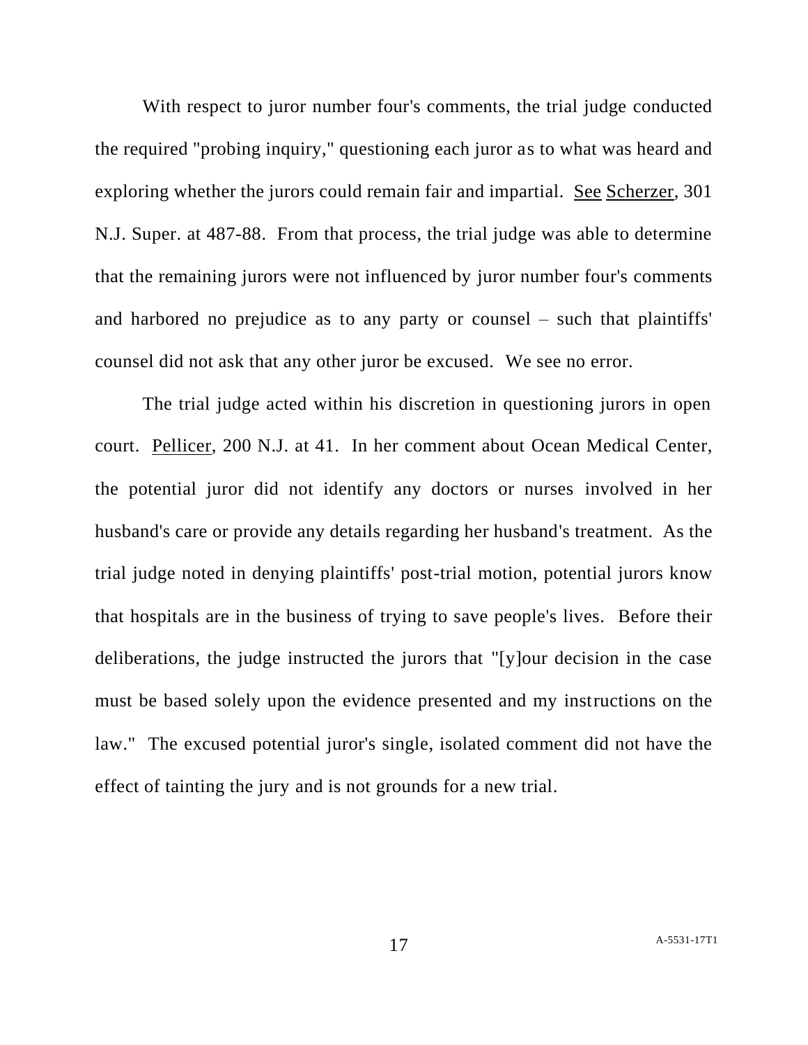With respect to juror number four's comments, the trial judge conducted the required "probing inquiry," questioning each juror as to what was heard and exploring whether the jurors could remain fair and impartial. See Scherzer, 301 N.J. Super. at 487-88. From that process, the trial judge was able to determine that the remaining jurors were not influenced by juror number four's comments and harbored no prejudice as to any party or counsel – such that plaintiffs' counsel did not ask that any other juror be excused. We see no error.

The trial judge acted within his discretion in questioning jurors in open court. Pellicer, 200 N.J. at 41. In her comment about Ocean Medical Center, the potential juror did not identify any doctors or nurses involved in her husband's care or provide any details regarding her husband's treatment. As the trial judge noted in denying plaintiffs' post-trial motion, potential jurors know that hospitals are in the business of trying to save people's lives. Before their deliberations, the judge instructed the jurors that "[y]our decision in the case must be based solely upon the evidence presented and my instructions on the law." The excused potential juror's single, isolated comment did not have the effect of tainting the jury and is not grounds for a new trial.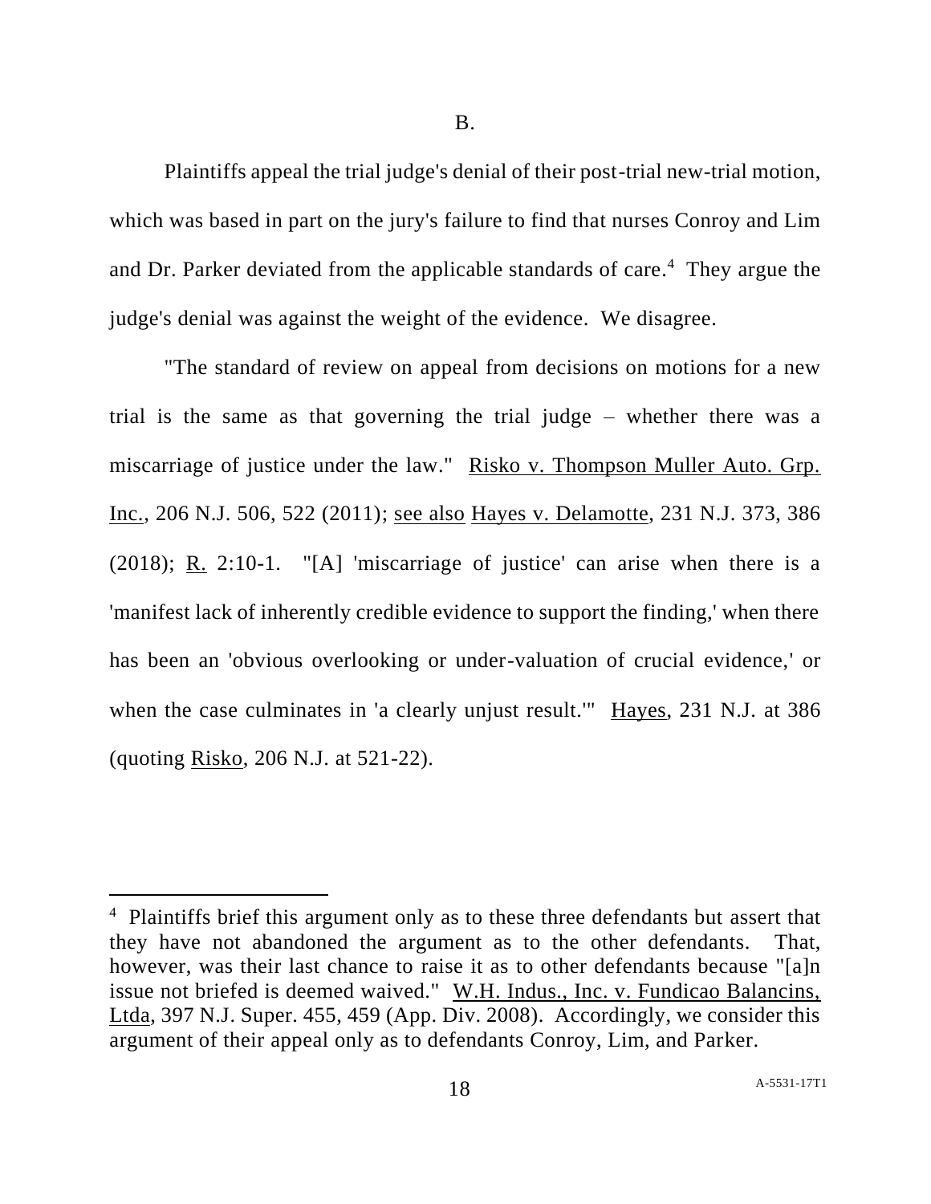B.

Plaintiffs appeal the trial judge's denial of their post-trial new-trial motion, which was based in part on the jury's failure to find that nurses Conroy and Lim and Dr. Parker deviated from the applicable standards of care.[4] They argue the judge's denial was against the weight of the evidence. We disagree.

"The standard of review on appeal from decisions on motions for a new trial is the same as that governing the trial judge – whether there was a miscarriage of justice under the law." Risko v. Thompson Muller Auto. Grp. Inc., 206 N.J. 506, 522 (2011); see also Hayes v. Delamotte, 231 N.J. 373, 386 (2018); R. 2:10-1. "[A] 'miscarriage of justice' can arise when there is a 'manifest lack of inherently credible evidence to support the finding,' when there has been an 'obvious overlooking or under-valuation of crucial evidence,' or when the case culminates in 'a clearly unjust result.'" Hayes, 231 N.J. at 386 (quoting Risko, 206 N.J. at 521-22).

---

[4] Plaintiffs brief this argument only as to these three defendants but assert that they have not abandoned the argument as to the other defendants. That, however, was their last chance to raise it as to other defendants because "[a]n issue not briefed is deemed waived." W.H. Indus., Inc. v. Fundicao Balancins, Ltda, 397 N.J. Super. 455, 459 (App. Div. 2008). Accordingly, we consider this argument of their appeal only as to defendants Conroy, Lim, and Parker.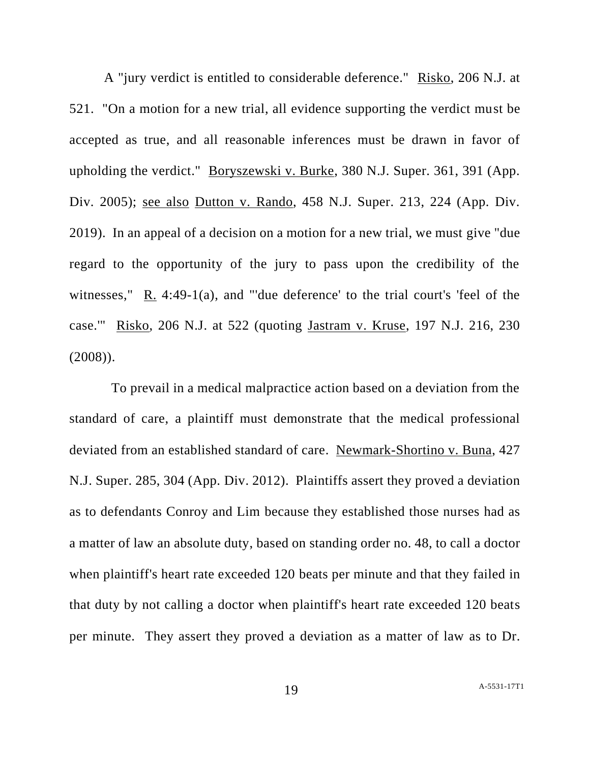A "jury verdict is entitled to considerable deference." Risko, 206 N.J. at 521. "On a motion for a new trial, all evidence supporting the verdict must be accepted as true, and all reasonable inferences must be drawn in favor of upholding the verdict." Boryszewski v. Burke, 380 N.J. Super. 361, 391 (App. Div. 2005); see also Dutton v. Rando, 458 N.J. Super. 213, 224 (App. Div. 2019). In an appeal of a decision on a motion for a new trial, we must give "due regard to the opportunity of the jury to pass upon the credibility of the witnesses," R. 4:49-1(a), and "'due deference' to the trial court's 'feel of the case.'" Risko, 206 N.J. at 522 (quoting Jastram v. Kruse, 197 N.J. 216, 230 (2008)).

To prevail in a medical malpractice action based on a deviation from the standard of care, a plaintiff must demonstrate that the medical professional deviated from an established standard of care. Newmark-Shortino v. Buna, 427 N.J. Super. 285, 304 (App. Div. 2012). Plaintiffs assert they proved a deviation as to defendants Conroy and Lim because they established those nurses had as a matter of law an absolute duty, based on standing order no. 48, to call a doctor when plaintiff's heart rate exceeded 120 beats per minute and that they failed in that duty by not calling a doctor when plaintiff's heart rate exceeded 120 beats per minute. They assert they proved a deviation as a matter of law as to Dr.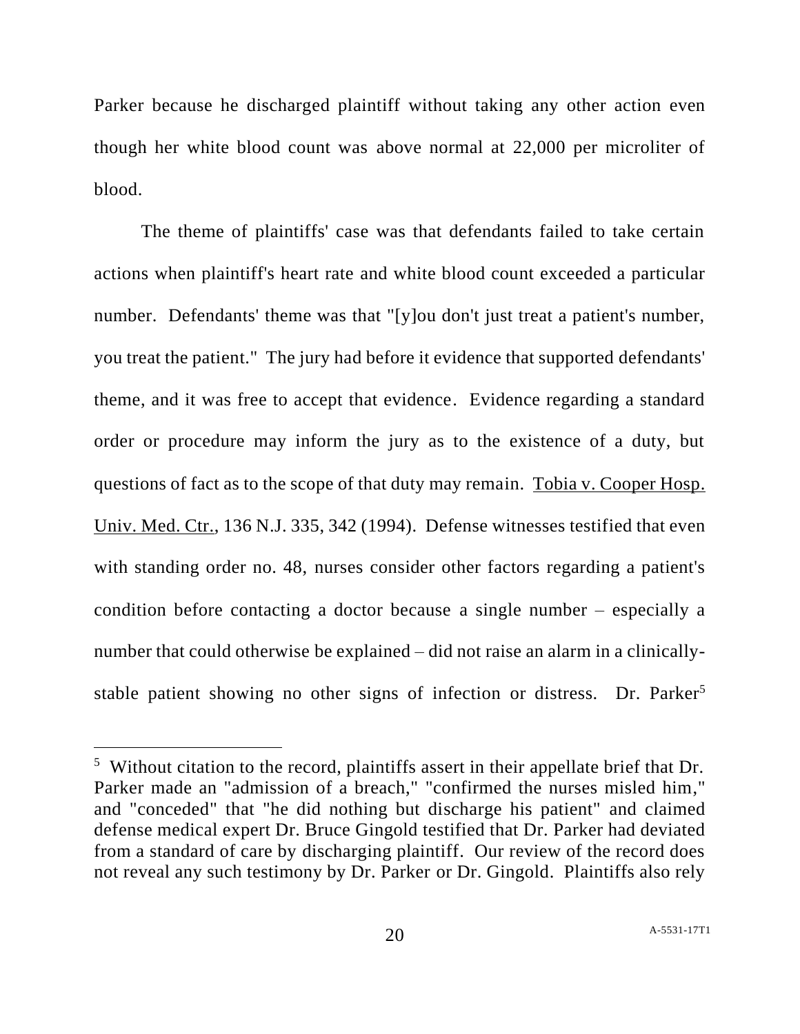Parker because he discharged plaintiff without taking any other action even though her white blood count was above normal at 22,000 per microliter of blood.

The theme of plaintiffs' case was that defendants failed to take certain actions when plaintiff's heart rate and white blood count exceeded a particular number. Defendants' theme was that "[y]ou don't just treat a patient's number, you treat the patient." The jury had before it evidence that supported defendants' theme, and it was free to accept that evidence. Evidence regarding a standard order or procedure may inform the jury as to the existence of a duty, but questions of fact as to the scope of that duty may remain. Tobia v. Cooper Hosp. Univ. Med. Ctr., 136 N.J. 335, 342 (1994). Defense witnesses testified that even with standing order no. 48, nurses consider other factors regarding a patient's condition before contacting a doctor because a single number – especially a number that could otherwise be explained – did not raise an alarm in a clinically-stable patient showing no other signs of infection or distress. Dr. Parker[5]

[5] Without citation to the record, plaintiffs assert in their appellate brief that Dr. Parker made an "admission of a breach," "confirmed the nurses misled him," and "conceded" that "he did nothing but discharge his patient" and claimed defense medical expert Dr. Bruce Gingold testified that Dr. Parker had deviated from a standard of care by discharging plaintiff. Our review of the record does not reveal any such testimony by Dr. Parker or Dr. Gingold. Plaintiffs also rely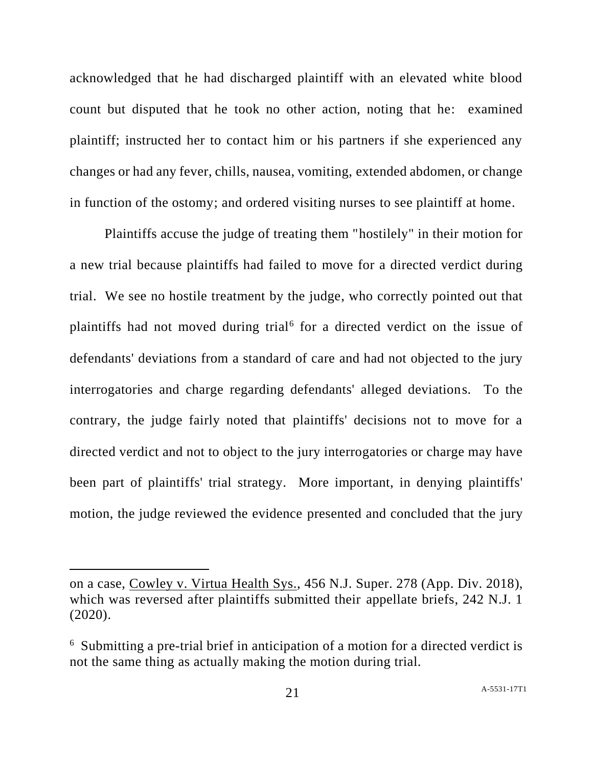acknowledged that he had discharged plaintiff with an elevated white blood count but disputed that he took no other action, noting that he: examined plaintiff; instructed her to contact him or his partners if she experienced any changes or had any fever, chills, nausea, vomiting, extended abdomen, or change in function of the ostomy; and ordered visiting nurses to see plaintiff at home.

Plaintiffs accuse the judge of treating them "hostilely" in their motion for a new trial because plaintiffs had failed to move for a directed verdict during trial. We see no hostile treatment by the judge, who correctly pointed out that plaintiffs had not moved during trial[6] for a directed verdict on the issue of defendants' deviations from a standard of care and had not objected to the jury interrogatories and charge regarding defendants' alleged deviations. To the contrary, the judge fairly noted that plaintiffs' decisions not to move for a directed verdict and not to object to the jury interrogatories or charge may have been part of plaintiffs' trial strategy. More important, in denying plaintiffs' motion, the judge reviewed the evidence presented and concluded that the jury

---

on a case, Cowley v. Virtua Health Sys., 456 N.J. Super. 278 (App. Div. 2018), which was reversed after plaintiffs submitted their appellate briefs, 242 N.J. 1 (2020).

[6] Submitting a pre-trial brief in anticipation of a motion for a directed verdict is not the same thing as actually making the motion during trial.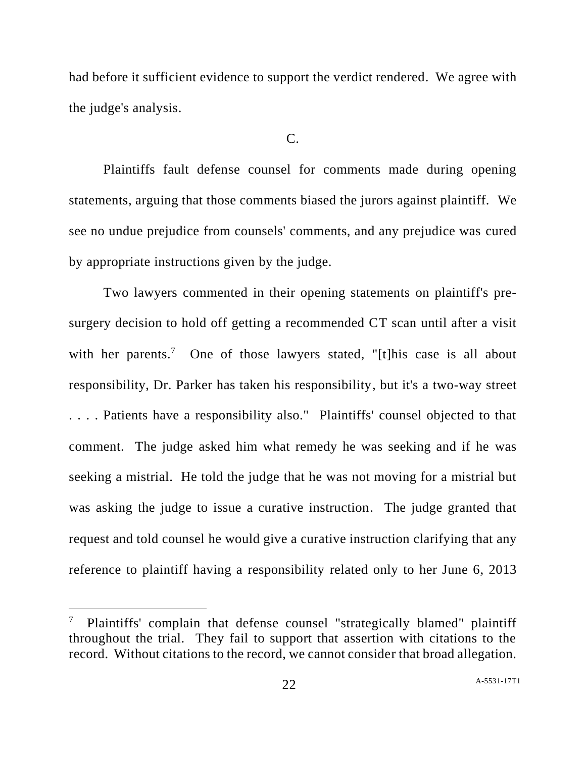had before it sufficient evidence to support the verdict rendered. We agree with the judge's analysis.

C.

Plaintiffs fault defense counsel for comments made during opening statements, arguing that those comments biased the jurors against plaintiff. We see no undue prejudice from counsels' comments, and any prejudice was cured by appropriate instructions given by the judge.

Two lawyers commented in their opening statements on plaintiff's pre-surgery decision to hold off getting a recommended CT scan until after a visit with her parents.[7] One of those lawyers stated, "[t]his case is all about responsibility, Dr. Parker has taken his responsibility, but it's a two-way street . . . . Patients have a responsibility also." Plaintiffs' counsel objected to that comment. The judge asked him what remedy he was seeking and if he was seeking a mistrial. He told the judge that he was not moving for a mistrial but was asking the judge to issue a curative instruction. The judge granted that request and told counsel he would give a curative instruction clarifying that any reference to plaintiff having a responsibility related only to her June 6, 2013

[7] Plaintiffs' complain that defense counsel "strategically blamed" plaintiff throughout the trial. They fail to support that assertion with citations to the record. Without citations to the record, we cannot consider that broad allegation.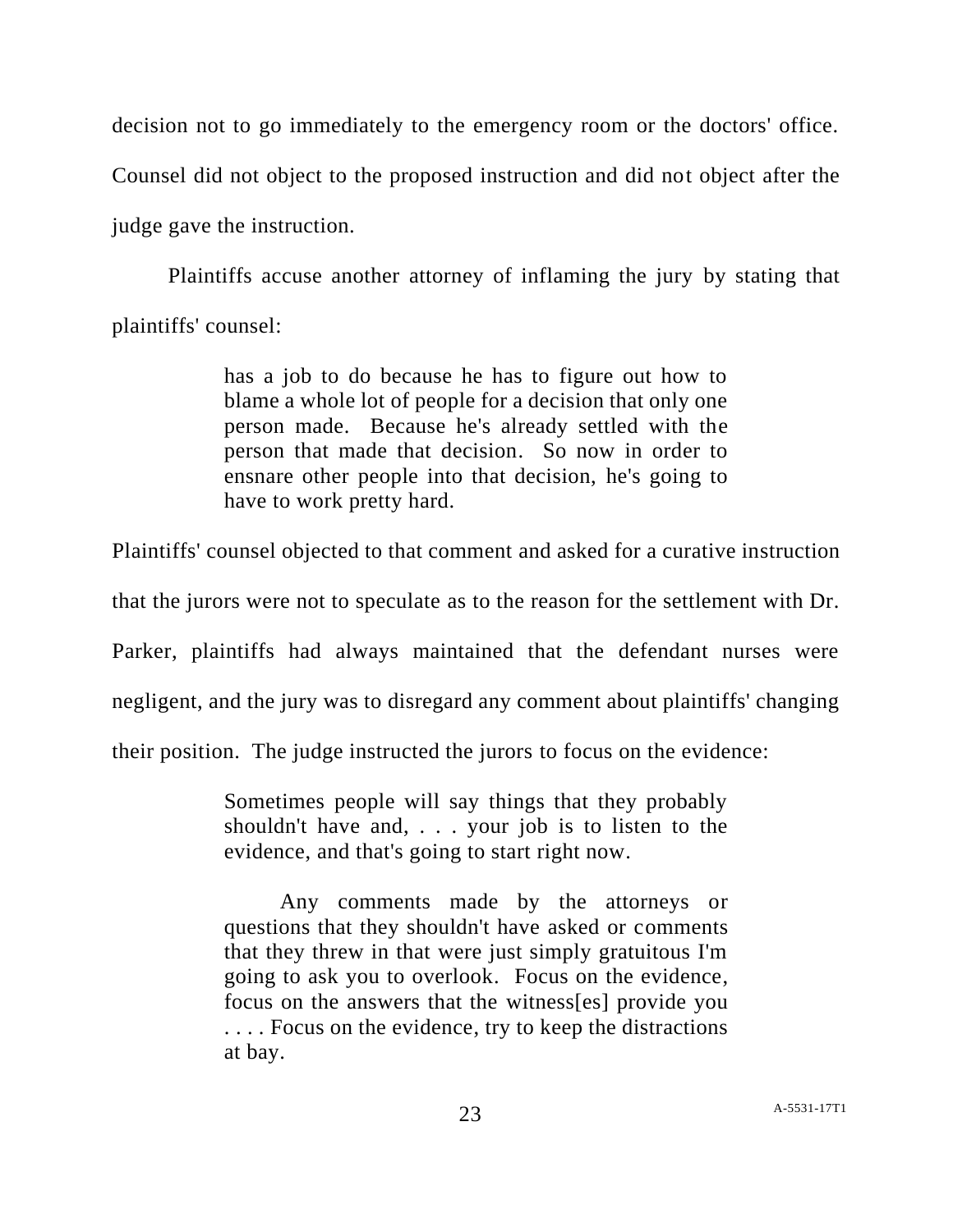decision not to go immediately to the emergency room or the doctors' office. Counsel did not object to the proposed instruction and did not object after the judge gave the instruction.

Plaintiffs accuse another attorney of inflaming the jury by stating that plaintiffs' counsel:

> has a job to do because he has to figure out how to blame a whole lot of people for a decision that only one person made. Because he's already settled with the person that made that decision. So now in order to ensnare other people into that decision, he's going to have to work pretty hard.

Plaintiffs' counsel objected to that comment and asked for a curative instruction that the jurors were not to speculate as to the reason for the settlement with Dr. Parker, plaintiffs had always maintained that the defendant nurses were negligent, and the jury was to disregard any comment about plaintiffs' changing their position. The judge instructed the jurors to focus on the evidence:

> Sometimes people will say things that they probably shouldn't have and, . . . your job is to listen to the evidence, and that's going to start right now.
>
> Any comments made by the attorneys or questions that they shouldn't have asked or comments that they threw in that were just simply gratuitous I'm going to ask you to overlook. Focus on the evidence, focus on the answers that the witness[es] provide you . . . . Focus on the evidence, try to keep the distractions at bay.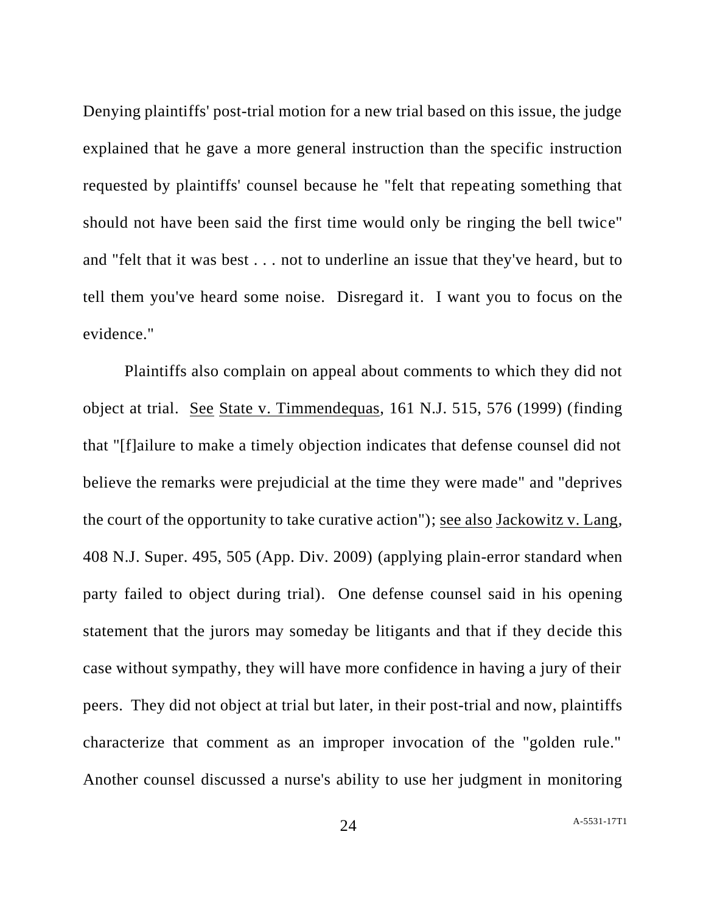Denying plaintiffs' post-trial motion for a new trial based on this issue, the judge explained that he gave a more general instruction than the specific instruction requested by plaintiffs' counsel because he "felt that repeating something that should not have been said the first time would only be ringing the bell twice" and "felt that it was best . . . not to underline an issue that they've heard, but to tell them you've heard some noise. Disregard it. I want you to focus on the evidence."

Plaintiffs also complain on appeal about comments to which they did not object at trial. See State v. Timmendequas, 161 N.J. 515, 576 (1999) (finding that "[f]ailure to make a timely objection indicates that defense counsel did not believe the remarks were prejudicial at the time they were made" and "deprives the court of the opportunity to take curative action"); see also Jackowitz v. Lang, 408 N.J. Super. 495, 505 (App. Div. 2009) (applying plain-error standard when party failed to object during trial). One defense counsel said in his opening statement that the jurors may someday be litigants and that if they decide this case without sympathy, they will have more confidence in having a jury of their peers. They did not object at trial but later, in their post-trial and now, plaintiffs characterize that comment as an improper invocation of the "golden rule." Another counsel discussed a nurse's ability to use her judgment in monitoring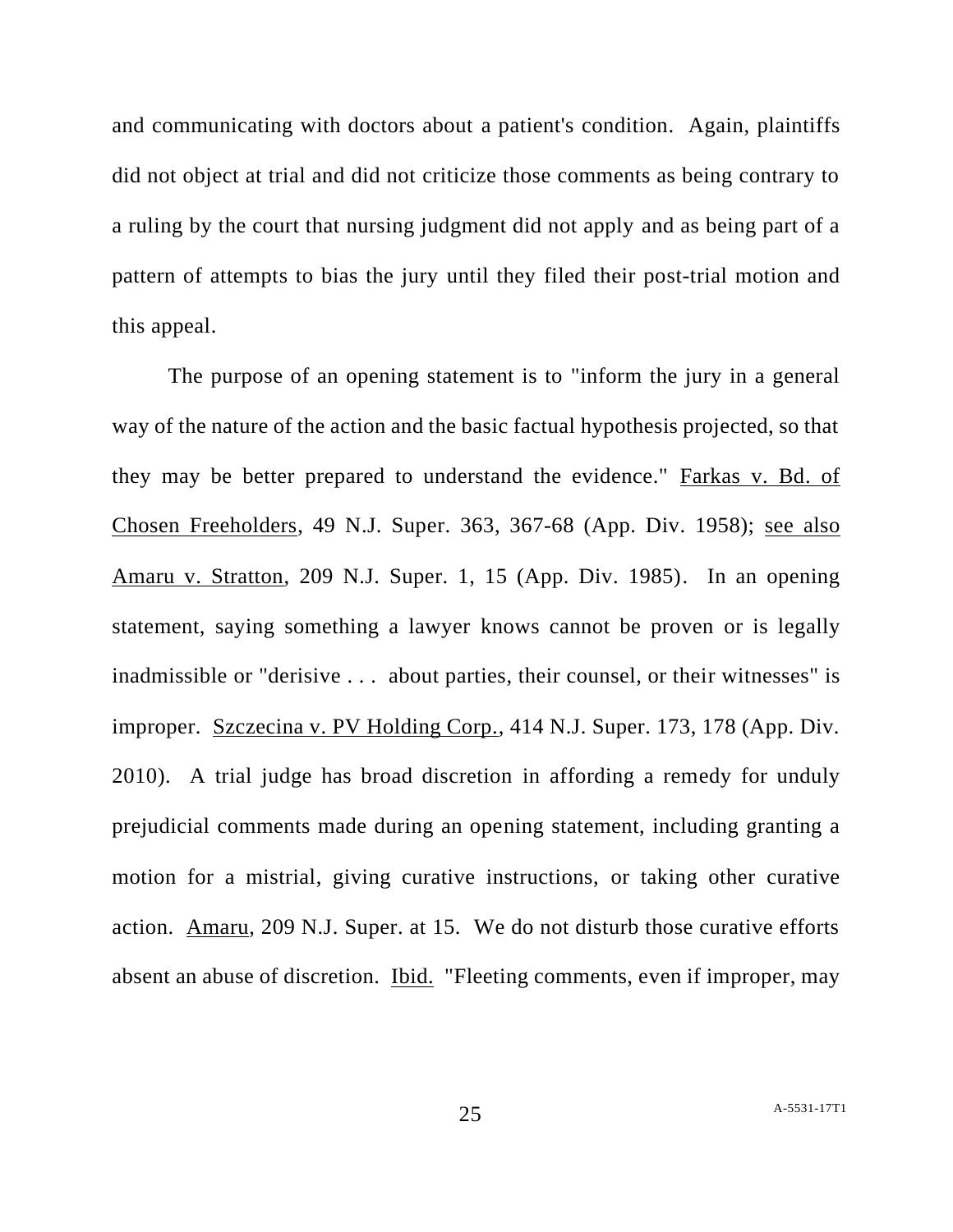and communicating with doctors about a patient's condition. Again, plaintiffs did not object at trial and did not criticize those comments as being contrary to a ruling by the court that nursing judgment did not apply and as being part of a pattern of attempts to bias the jury until they filed their post-trial motion and this appeal.

The purpose of an opening statement is to "inform the jury in a general way of the nature of the action and the basic factual hypothesis projected, so that they may be better prepared to understand the evidence." Farkas v. Bd. of Chosen Freeholders, 49 N.J. Super. 363, 367-68 (App. Div. 1958); see also Amaru v. Stratton, 209 N.J. Super. 1, 15 (App. Div. 1985). In an opening statement, saying something a lawyer knows cannot be proven or is legally inadmissible or "derisive . . . about parties, their counsel, or their witnesses" is improper. Szczecina v. PV Holding Corp., 414 N.J. Super. 173, 178 (App. Div. 2010). A trial judge has broad discretion in affording a remedy for unduly prejudicial comments made during an opening statement, including granting a motion for a mistrial, giving curative instructions, or taking other curative action. Amaru, 209 N.J. Super. at 15. We do not disturb those curative efforts absent an abuse of discretion. Ibid. "Fleeting comments, even if improper, may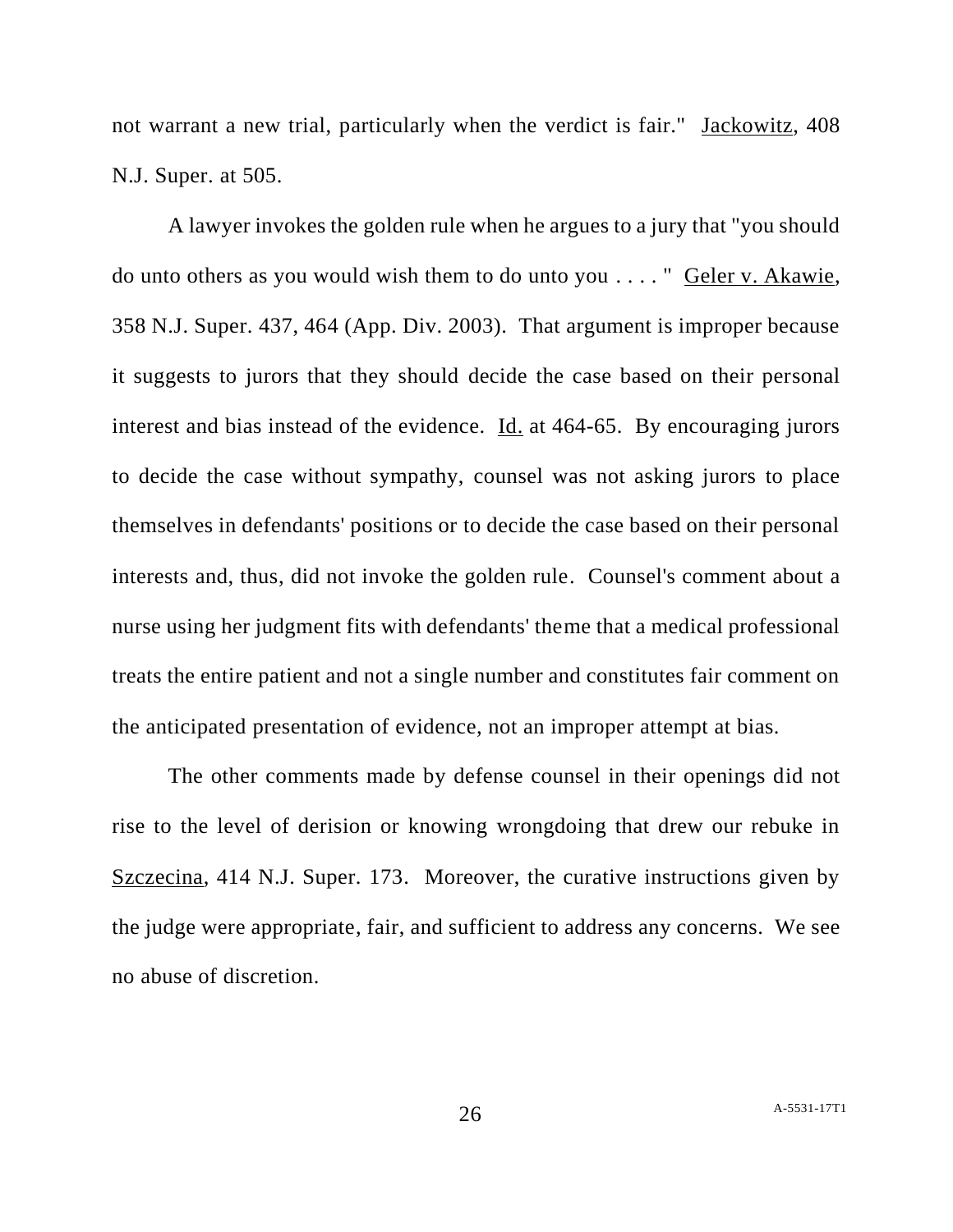not warrant a new trial, particularly when the verdict is fair." Jackowitz, 408 N.J. Super. at 505.

A lawyer invokes the golden rule when he argues to a jury that "you should do unto others as you would wish them to do unto you . . . . " Geler v. Akawie, 358 N.J. Super. 437, 464 (App. Div. 2003). That argument is improper because it suggests to jurors that they should decide the case based on their personal interest and bias instead of the evidence. Id. at 464-65. By encouraging jurors to decide the case without sympathy, counsel was not asking jurors to place themselves in defendants' positions or to decide the case based on their personal interests and, thus, did not invoke the golden rule. Counsel's comment about a nurse using her judgment fits with defendants' theme that a medical professional treats the entire patient and not a single number and constitutes fair comment on the anticipated presentation of evidence, not an improper attempt at bias.

The other comments made by defense counsel in their openings did not rise to the level of derision or knowing wrongdoing that drew our rebuke in Szczecina, 414 N.J. Super. 173. Moreover, the curative instructions given by the judge were appropriate, fair, and sufficient to address any concerns. We see no abuse of discretion.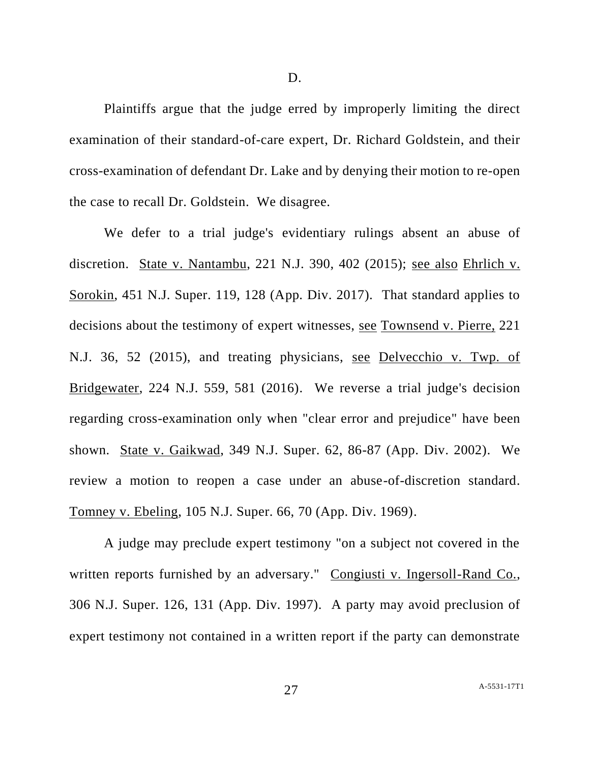D.

Plaintiffs argue that the judge erred by improperly limiting the direct examination of their standard-of-care expert, Dr. Richard Goldstein, and their cross-examination of defendant Dr. Lake and by denying their motion to re-open the case to recall Dr. Goldstein. We disagree.

We defer to a trial judge's evidentiary rulings absent an abuse of discretion. State v. Nantambu, 221 N.J. 390, 402 (2015); see also Ehrlich v. Sorokin, 451 N.J. Super. 119, 128 (App. Div. 2017). That standard applies to decisions about the testimony of expert witnesses, see Townsend v. Pierre, 221 N.J. 36, 52 (2015), and treating physicians, see Delvecchio v. Twp. of Bridgewater, 224 N.J. 559, 581 (2016). We reverse a trial judge's decision regarding cross-examination only when "clear error and prejudice" have been shown. State v. Gaikwad, 349 N.J. Super. 62, 86-87 (App. Div. 2002). We review a motion to reopen a case under an abuse-of-discretion standard. Tomney v. Ebeling, 105 N.J. Super. 66, 70 (App. Div. 1969).

A judge may preclude expert testimony "on a subject not covered in the written reports furnished by an adversary." Congiusti v. Ingersoll-Rand Co., 306 N.J. Super. 126, 131 (App. Div. 1997). A party may avoid preclusion of expert testimony not contained in a written report if the party can demonstrate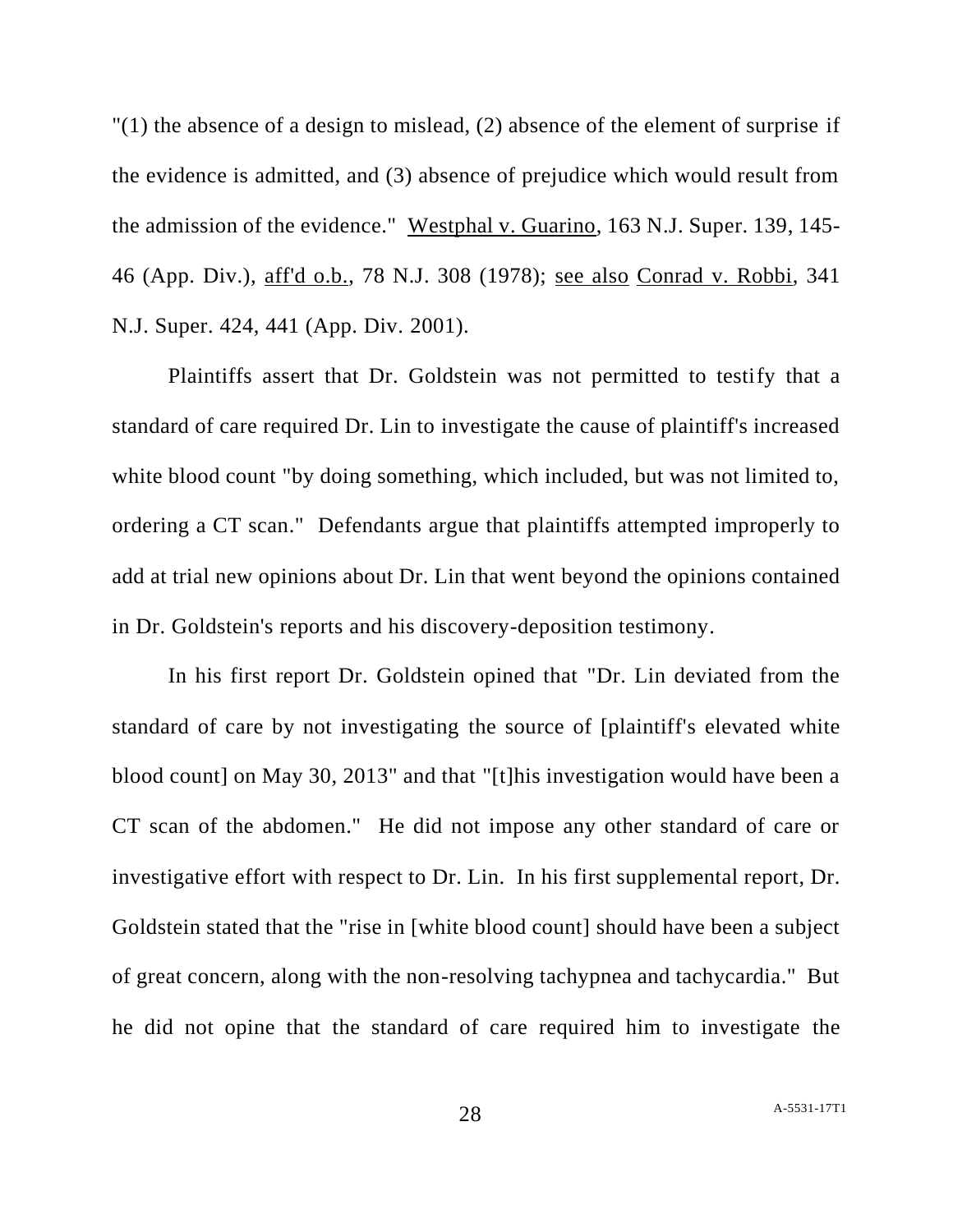"(1) the absence of a design to mislead, (2) absence of the element of surprise if the evidence is admitted, and (3) absence of prejudice which would result from the admission of the evidence." Westphal v. Guarino, 163 N.J. Super. 139, 145-46 (App. Div.), aff'd o.b., 78 N.J. 308 (1978); see also Conrad v. Robbi, 341 N.J. Super. 424, 441 (App. Div. 2001).

Plaintiffs assert that Dr. Goldstein was not permitted to testify that a standard of care required Dr. Lin to investigate the cause of plaintiff's increased white blood count "by doing something, which included, but was not limited to, ordering a CT scan." Defendants argue that plaintiffs attempted improperly to add at trial new opinions about Dr. Lin that went beyond the opinions contained in Dr. Goldstein's reports and his discovery-deposition testimony.

In his first report Dr. Goldstein opined that "Dr. Lin deviated from the standard of care by not investigating the source of [plaintiff's elevated white blood count] on May 30, 2013" and that "[t]his investigation would have been a CT scan of the abdomen." He did not impose any other standard of care or investigative effort with respect to Dr. Lin. In his first supplemental report, Dr. Goldstein stated that the "rise in [white blood count] should have been a subject of great concern, along with the non-resolving tachypnea and tachycardia." But he did not opine that the standard of care required him to investigate the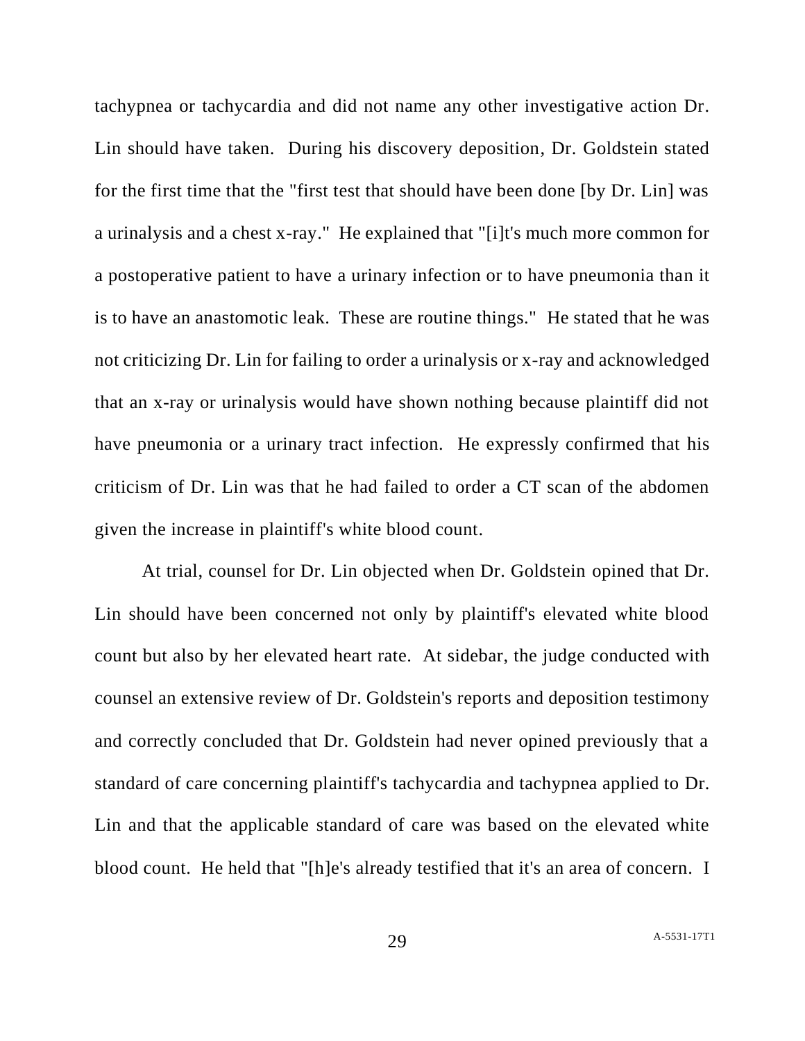tachypnea or tachycardia and did not name any other investigative action Dr. Lin should have taken. During his discovery deposition, Dr. Goldstein stated for the first time that the "first test that should have been done [by Dr. Lin] was a urinalysis and a chest x-ray." He explained that "[i]t's much more common for a postoperative patient to have a urinary infection or to have pneumonia than it is to have an anastomotic leak. These are routine things." He stated that he was not criticizing Dr. Lin for failing to order a urinalysis or x-ray and acknowledged that an x-ray or urinalysis would have shown nothing because plaintiff did not have pneumonia or a urinary tract infection. He expressly confirmed that his criticism of Dr. Lin was that he had failed to order a CT scan of the abdomen given the increase in plaintiff's white blood count.

At trial, counsel for Dr. Lin objected when Dr. Goldstein opined that Dr. Lin should have been concerned not only by plaintiff's elevated white blood count but also by her elevated heart rate. At sidebar, the judge conducted with counsel an extensive review of Dr. Goldstein's reports and deposition testimony and correctly concluded that Dr. Goldstein had never opined previously that a standard of care concerning plaintiff's tachycardia and tachypnea applied to Dr. Lin and that the applicable standard of care was based on the elevated white blood count. He held that "[h]e's already testified that it's an area of concern. I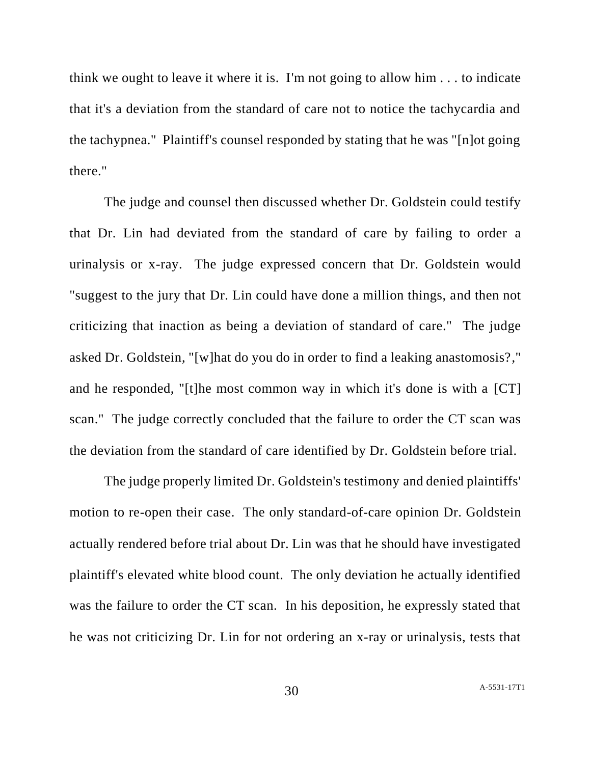think we ought to leave it where it is. I'm not going to allow him . . . to indicate that it's a deviation from the standard of care not to notice the tachycardia and the tachypnea." Plaintiff's counsel responded by stating that he was "[n]ot going there."

The judge and counsel then discussed whether Dr. Goldstein could testify that Dr. Lin had deviated from the standard of care by failing to order a urinalysis or x-ray. The judge expressed concern that Dr. Goldstein would "suggest to the jury that Dr. Lin could have done a million things, and then not criticizing that inaction as being a deviation of standard of care." The judge asked Dr. Goldstein, "[w]hat do you do in order to find a leaking anastomosis?," and he responded, "[t]he most common way in which it's done is with a [CT] scan." The judge correctly concluded that the failure to order the CT scan was the deviation from the standard of care identified by Dr. Goldstein before trial.

The judge properly limited Dr. Goldstein's testimony and denied plaintiffs' motion to re-open their case. The only standard-of-care opinion Dr. Goldstein actually rendered before trial about Dr. Lin was that he should have investigated plaintiff's elevated white blood count. The only deviation he actually identified was the failure to order the CT scan. In his deposition, he expressly stated that he was not criticizing Dr. Lin for not ordering an x-ray or urinalysis, tests that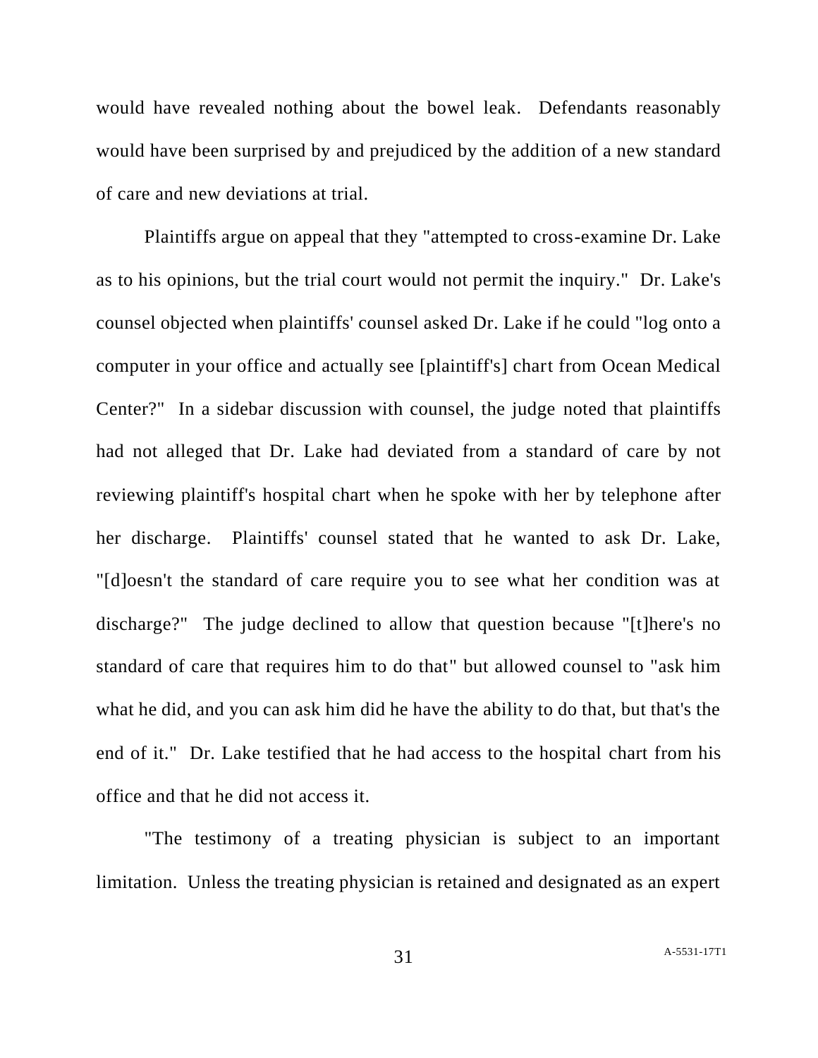would have revealed nothing about the bowel leak. Defendants reasonably would have been surprised by and prejudiced by the addition of a new standard of care and new deviations at trial.

Plaintiffs argue on appeal that they "attempted to cross-examine Dr. Lake as to his opinions, but the trial court would not permit the inquiry." Dr. Lake's counsel objected when plaintiffs' counsel asked Dr. Lake if he could "log onto a computer in your office and actually see [plaintiff's] chart from Ocean Medical Center?" In a sidebar discussion with counsel, the judge noted that plaintiffs had not alleged that Dr. Lake had deviated from a standard of care by not reviewing plaintiff's hospital chart when he spoke with her by telephone after her discharge. Plaintiffs' counsel stated that he wanted to ask Dr. Lake, "[d]oesn't the standard of care require you to see what her condition was at discharge?" The judge declined to allow that question because "[t]here's no standard of care that requires him to do that" but allowed counsel to "ask him what he did, and you can ask him did he have the ability to do that, but that's the end of it." Dr. Lake testified that he had access to the hospital chart from his office and that he did not access it.

"The testimony of a treating physician is subject to an important limitation. Unless the treating physician is retained and designated as an expert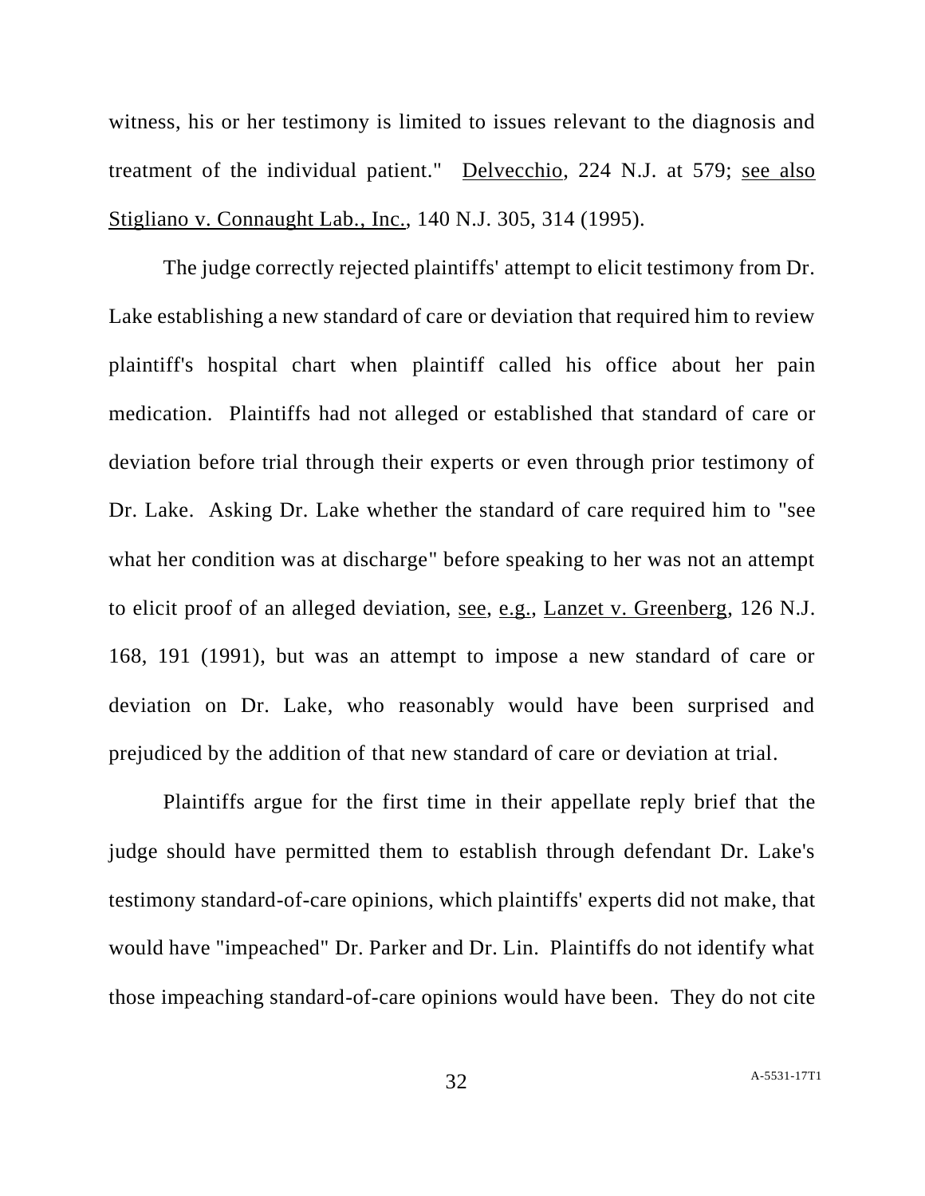witness, his or her testimony is limited to issues relevant to the diagnosis and treatment of the individual patient." Delvecchio, 224 N.J. at 579; see also Stigliano v. Connaught Lab., Inc., 140 N.J. 305, 314 (1995).

The judge correctly rejected plaintiffs' attempt to elicit testimony from Dr. Lake establishing a new standard of care or deviation that required him to review plaintiff's hospital chart when plaintiff called his office about her pain medication. Plaintiffs had not alleged or established that standard of care or deviation before trial through their experts or even through prior testimony of Dr. Lake. Asking Dr. Lake whether the standard of care required him to "see what her condition was at discharge" before speaking to her was not an attempt to elicit proof of an alleged deviation, see, e.g., Lanzet v. Greenberg, 126 N.J. 168, 191 (1991), but was an attempt to impose a new standard of care or deviation on Dr. Lake, who reasonably would have been surprised and prejudiced by the addition of that new standard of care or deviation at trial.

Plaintiffs argue for the first time in their appellate reply brief that the judge should have permitted them to establish through defendant Dr. Lake's testimony standard-of-care opinions, which plaintiffs' experts did not make, that would have "impeached" Dr. Parker and Dr. Lin. Plaintiffs do not identify what those impeaching standard-of-care opinions would have been. They do not cite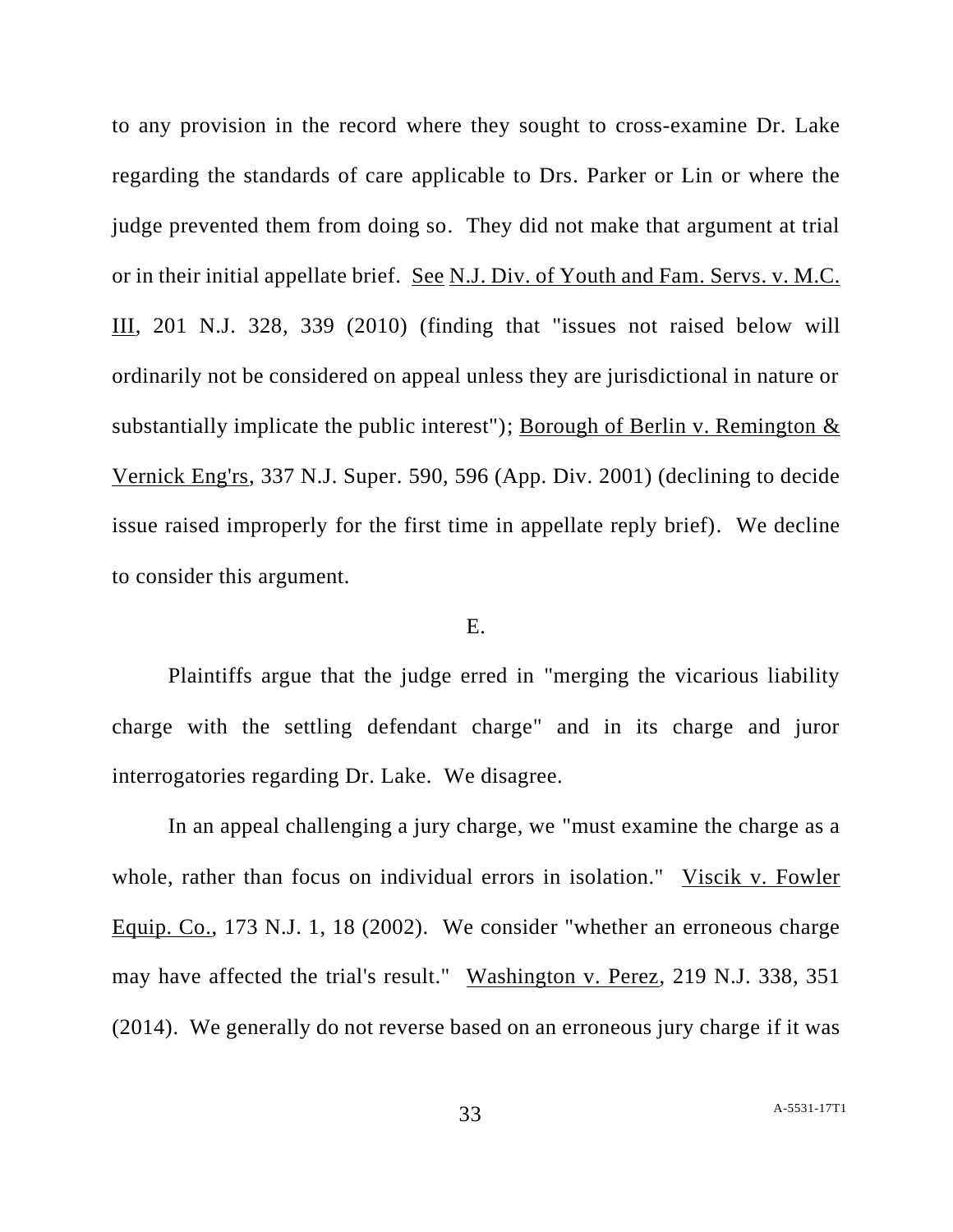to any provision in the record where they sought to cross-examine Dr. Lake regarding the standards of care applicable to Drs. Parker or Lin or where the judge prevented them from doing so. They did not make that argument at trial or in their initial appellate brief. See N.J. Div. of Youth and Fam. Servs. v. M.C. III, 201 N.J. 328, 339 (2010) (finding that "issues not raised below will ordinarily not be considered on appeal unless they are jurisdictional in nature or substantially implicate the public interest"); Borough of Berlin v. Remington & Vernick Eng'rs, 337 N.J. Super. 590, 596 (App. Div. 2001) (declining to decide issue raised improperly for the first time in appellate reply brief). We decline to consider this argument.

E.

Plaintiffs argue that the judge erred in "merging the vicarious liability charge with the settling defendant charge" and in its charge and juror interrogatories regarding Dr. Lake. We disagree.

In an appeal challenging a jury charge, we "must examine the charge as a whole, rather than focus on individual errors in isolation." Viscik v. Fowler Equip. Co., 173 N.J. 1, 18 (2002). We consider "whether an erroneous charge may have affected the trial's result." Washington v. Perez, 219 N.J. 338, 351 (2014). We generally do not reverse based on an erroneous jury charge if it was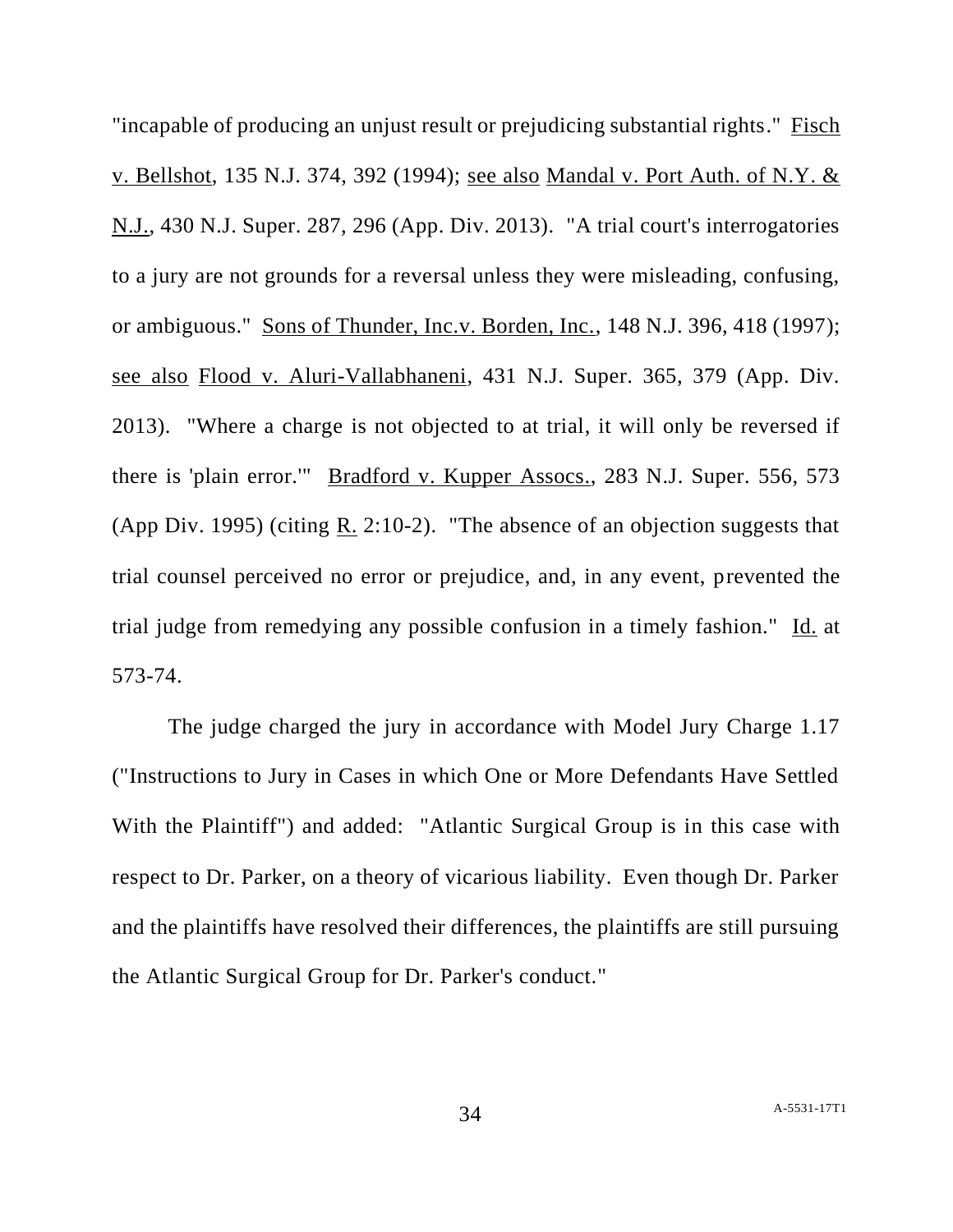"incapable of producing an unjust result or prejudicing substantial rights." Fisch v. Bellshot, 135 N.J. 374, 392 (1994); see also Mandal v. Port Auth. of N.Y. & N.J., 430 N.J. Super. 287, 296 (App. Div. 2013). "A trial court's interrogatories to a jury are not grounds for a reversal unless they were misleading, confusing, or ambiguous." Sons of Thunder, Inc.v. Borden, Inc., 148 N.J. 396, 418 (1997); see also Flood v. Aluri-Vallabhaneni, 431 N.J. Super. 365, 379 (App. Div. 2013). "Where a charge is not objected to at trial, it will only be reversed if there is 'plain error.'" Bradford v. Kupper Assocs., 283 N.J. Super. 556, 573 (App Div. 1995) (citing R. 2:10-2). "The absence of an objection suggests that trial counsel perceived no error or prejudice, and, in any event, prevented the trial judge from remedying any possible confusion in a timely fashion." Id. at 573-74.

The judge charged the jury in accordance with Model Jury Charge 1.17 ("Instructions to Jury in Cases in which One or More Defendants Have Settled With the Plaintiff") and added: "Atlantic Surgical Group is in this case with respect to Dr. Parker, on a theory of vicarious liability. Even though Dr. Parker and the plaintiffs have resolved their differences, the plaintiffs are still pursuing the Atlantic Surgical Group for Dr. Parker's conduct."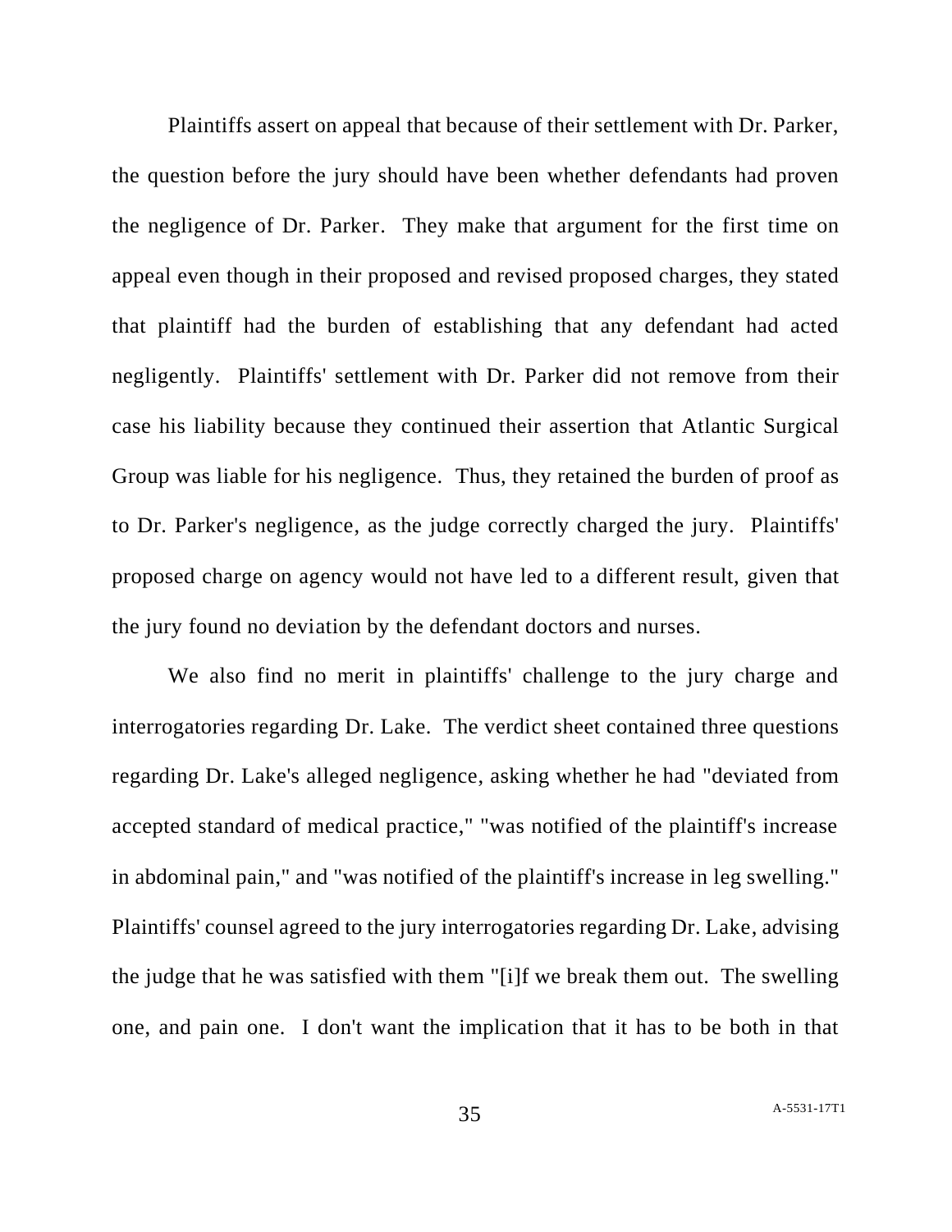Plaintiffs assert on appeal that because of their settlement with Dr. Parker, the question before the jury should have been whether defendants had proven the negligence of Dr. Parker. They make that argument for the first time on appeal even though in their proposed and revised proposed charges, they stated that plaintiff had the burden of establishing that any defendant had acted negligently. Plaintiffs' settlement with Dr. Parker did not remove from their case his liability because they continued their assertion that Atlantic Surgical Group was liable for his negligence. Thus, they retained the burden of proof as to Dr. Parker's negligence, as the judge correctly charged the jury. Plaintiffs' proposed charge on agency would not have led to a different result, given that the jury found no deviation by the defendant doctors and nurses.

We also find no merit in plaintiffs' challenge to the jury charge and interrogatories regarding Dr. Lake. The verdict sheet contained three questions regarding Dr. Lake's alleged negligence, asking whether he had "deviated from accepted standard of medical practice," "was notified of the plaintiff's increase in abdominal pain," and "was notified of the plaintiff's increase in leg swelling." Plaintiffs' counsel agreed to the jury interrogatories regarding Dr. Lake, advising the judge that he was satisfied with them "[i]f we break them out. The swelling one, and pain one. I don't want the implication that it has to be both in that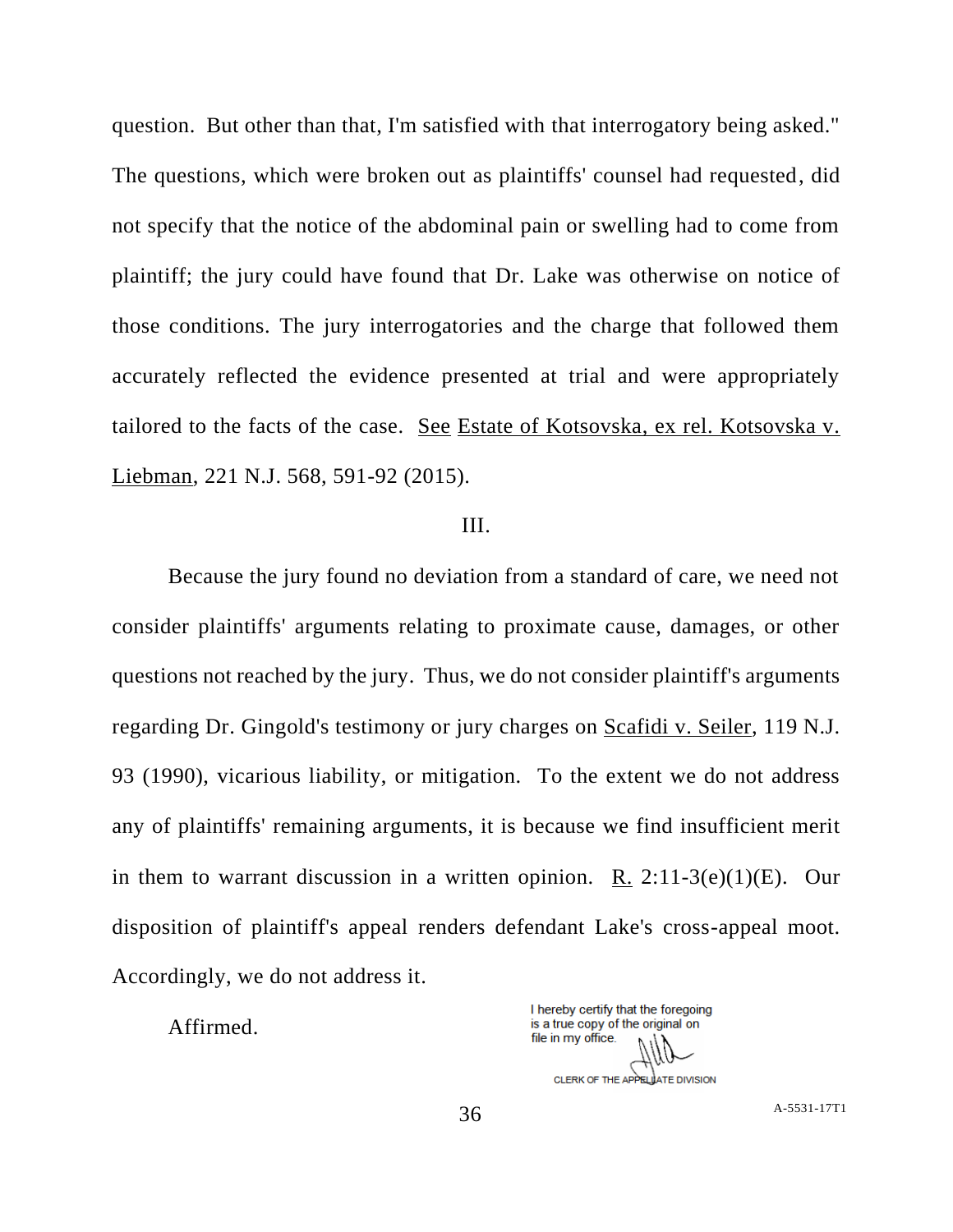question. But other than that, I'm satisfied with that interrogatory being asked." The questions, which were broken out as plaintiffs' counsel had requested, did not specify that the notice of the abdominal pain or swelling had to come from plaintiff; the jury could have found that Dr. Lake was otherwise on notice of those conditions. The jury interrogatories and the charge that followed them accurately reflected the evidence presented at trial and were appropriately tailored to the facts of the case. See Estate of Kotsovska, ex rel. Kotsovska v. Liebman, 221 N.J. 568, 591-92 (2015).

III.

Because the jury found no deviation from a standard of care, we need not consider plaintiffs' arguments relating to proximate cause, damages, or other questions not reached by the jury. Thus, we do not consider plaintiff's arguments regarding Dr. Gingold's testimony or jury charges on Scafidi v. Seiler, 119 N.J. 93 (1990), vicarious liability, or mitigation. To the extent we do not address any of plaintiffs' remaining arguments, it is because we find insufficient merit in them to warrant discussion in a written opinion. R. 2:11-3(e)(1)(E). Our disposition of plaintiff's appeal renders defendant Lake's cross-appeal moot. Accordingly, we do not address it.

Affirmed.

I hereby certify that the foregoing is a true copy of the original on file in my office.

CLERK OF THE APPELLATE DIVISION